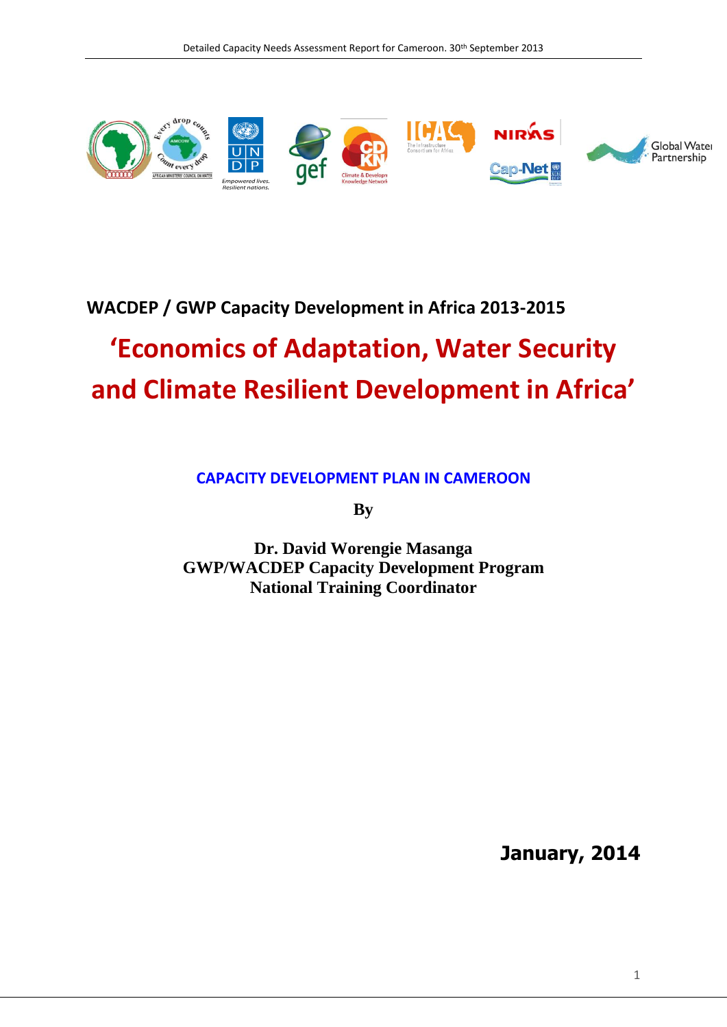**WACDEP / GWP Capacity Development in Africa 2013-2015**

# 'Economics of Adaptation, Water Security and Climate Resilient Development in Africa'

## CAPACITY DEVELOPMENT PLAN IN CAMEROON

**By**

**Dr. David Worengie Masanga**
**GWP/WACDEP Capacity Development Program**
**National Training Coordinator**

**January, 2014**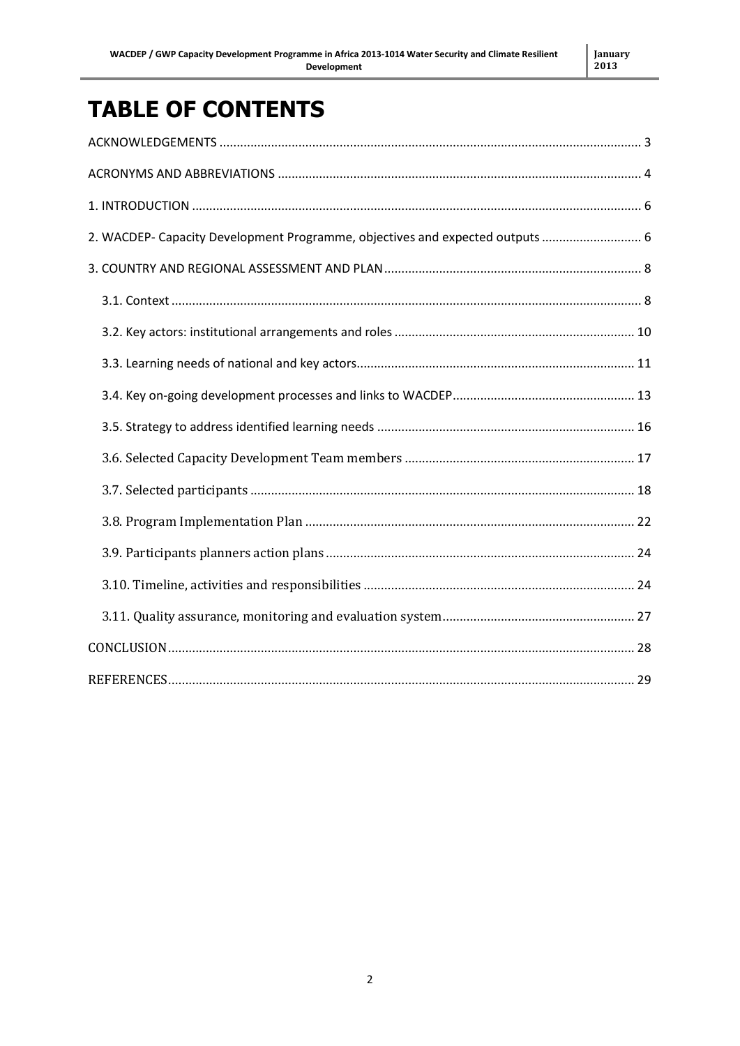# TABLE OF CONTENTS

ACKNOWLEDGEMENTS ........................................................................................................................ 3

ACRONYMS AND ABBREVIATIONS ...................................................................................................... 4

1. INTRODUCTION .............................................................................................................................. 6

2. WACDEP- Capacity Development Programme, objectives and expected outputs ............................ 6

3. COUNTRY AND REGIONAL ASSESSMENT AND PLAN ........................................................................ 8

   3.1. Context ...................................................................................................................................... 8

   3.2. Key actors: institutional arrangements and roles ..................................................................... 10

   3.3. Learning needs of national and key actors ............................................................................... 11

   3.4. Key on-going development processes and links to WACDEP ................................................... 13

   3.5. Strategy to address identified learning needs .......................................................................... 16

   3.6. Selected Capacity Development Team members ..................................................................... 17

   3.7. Selected participants ................................................................................................................ 18

   3.8. Program Implementation Plan .................................................................................................. 22

   3.9. Participants planners action plans ............................................................................................ 24

   3.10. Timeline, activities and responsibilities ................................................................................... 24

   3.11. Quality assurance, monitoring and evaluation system ............................................................ 27

CONCLUSION ...................................................................................................................................... 28

REFERENCES ....................................................................................................................................... 29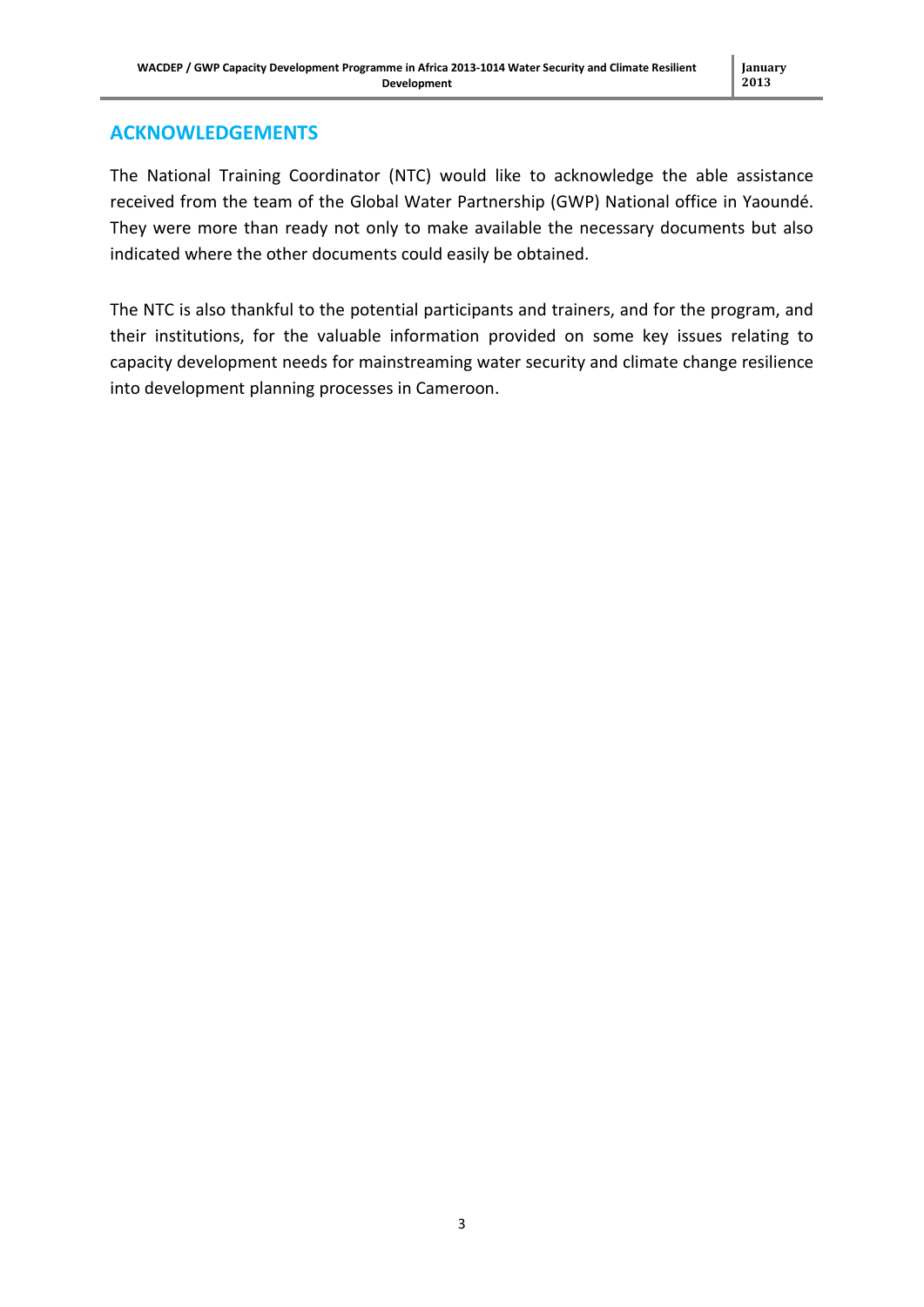## ACKNOWLEDGEMENTS

The National Training Coordinator (NTC) would like to acknowledge the able assistance received from the team of the Global Water Partnership (GWP) National office in Yaoundé. They were more than ready not only to make available the necessary documents but also indicated where the other documents could easily be obtained.

The NTC is also thankful to the potential participants and trainers, and for the program, and their institutions, for the valuable information provided on some key issues relating to capacity development needs for mainstreaming water security and climate change resilience into development planning processes in Cameroon.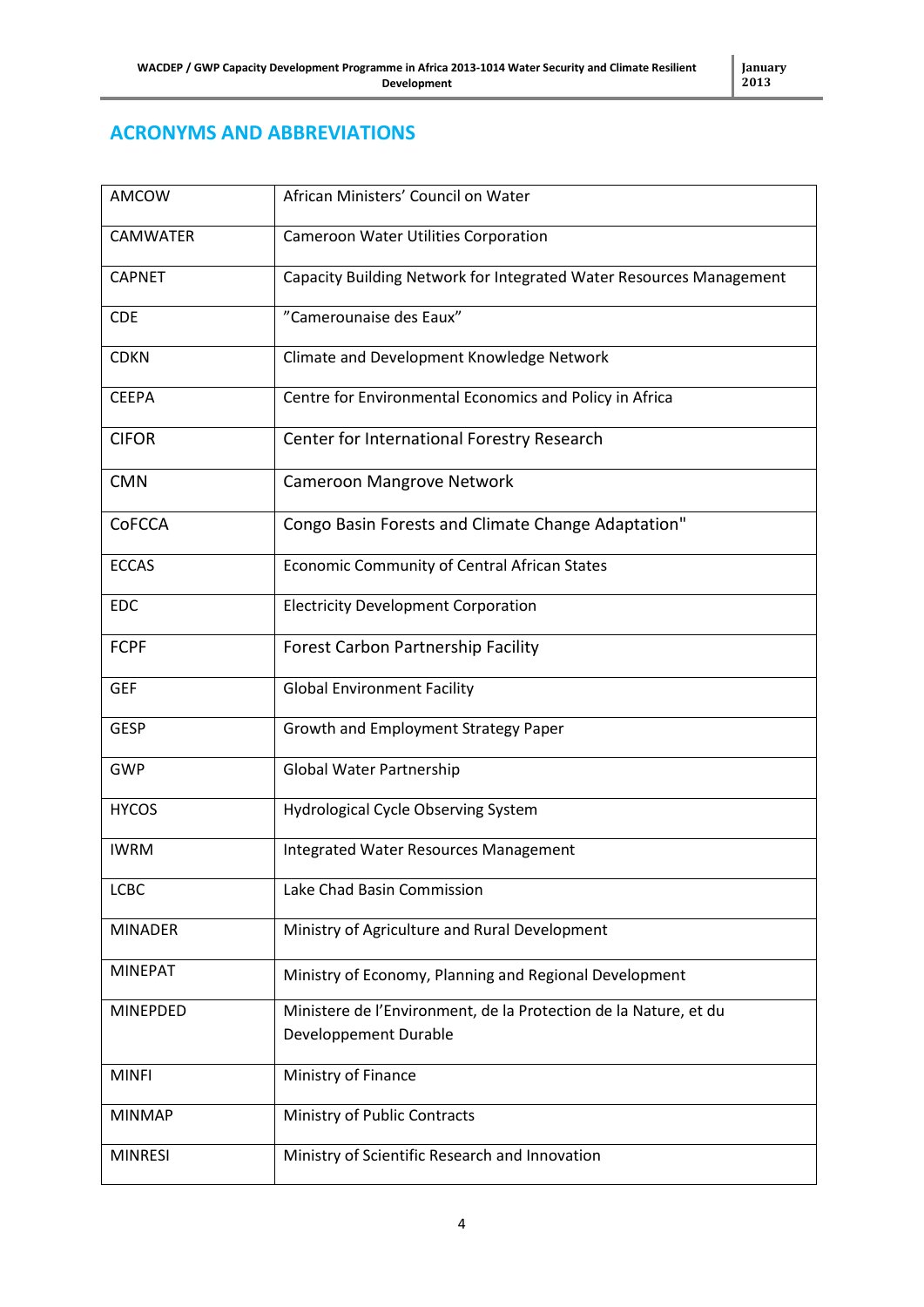## ACRONYMS AND ABBREVIATIONS

| | |
|---|---|
| AMCOW | African Ministers' Council on Water |
| CAMWATER | Cameroon Water Utilities Corporation |
| CAPNET | Capacity Building Network for Integrated Water Resources Management |
| CDE | "Camerounaise des Eaux" |
| CDKN | Climate and Development Knowledge Network |
| CEEPA | Centre for Environmental Economics and Policy in Africa |
| CIFOR | Center for International Forestry Research |
| CMN | Cameroon Mangrove Network |
| CoFCCA | Congo Basin Forests and Climate Change Adaptation" |
| ECCAS | Economic Community of Central African States |
| EDC | Electricity Development Corporation |
| FCPF | Forest Carbon Partnership Facility |
| GEF | Global Environment Facility |
| GESP | Growth and Employment Strategy Paper |
| GWP | Global Water Partnership |
| HYCOS | Hydrological Cycle Observing System |
| IWRM | Integrated Water Resources Management |
| LCBC | Lake Chad Basin Commission |
| MINADER | Ministry of Agriculture and Rural Development |
| MINEPAT | Ministry of Economy, Planning and Regional Development |
| MINEPDED | Ministere de l'Environment, de la Protection de la Nature, et du Developpement Durable |
| MINFI | Ministry of Finance |
| MINMAP | Ministry of Public Contracts |
| MINRESI | Ministry of Scientific Research and Innovation |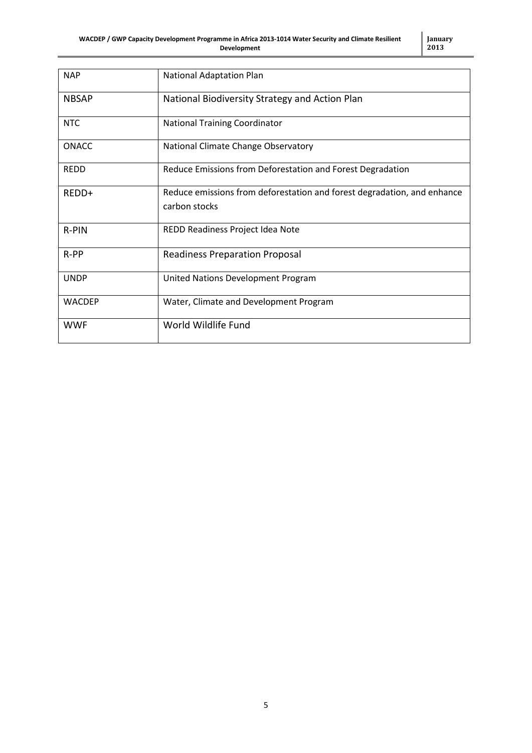| NAP | National Adaptation Plan |
|---|---|
| NBSAP | National Biodiversity Strategy and Action Plan |
| NTC | National Training Coordinator |
| ONACC | National Climate Change Observatory |
| REDD | Reduce Emissions from Deforestation and Forest Degradation |
| REDD+ | Reduce emissions from deforestation and forest degradation, and enhance carbon stocks |
| R-PIN | REDD Readiness Project Idea Note |
| R-PP | Readiness Preparation Proposal |
| UNDP | United Nations Development Program |
| WACDEP | Water, Climate and Development Program |
| WWF | World Wildlife Fund |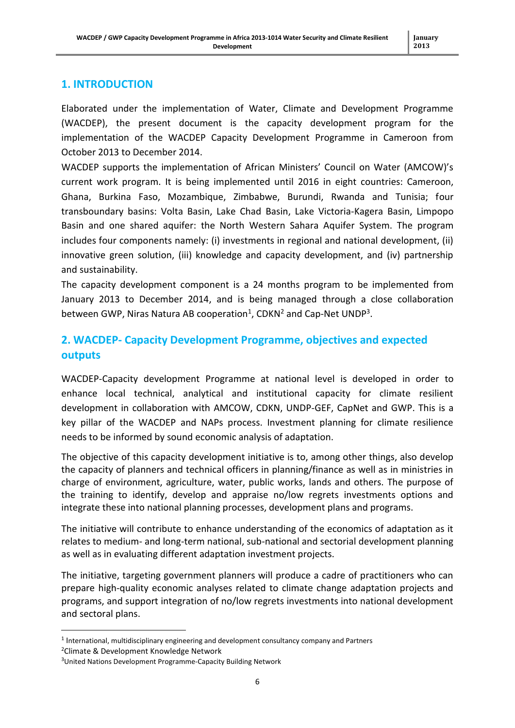## 1. INTRODUCTION

Elaborated under the implementation of Water, Climate and Development Programme (WACDEP), the present document is the capacity development program for the implementation of the WACDEP Capacity Development Programme in Cameroon from October 2013 to December 2014.

WACDEP supports the implementation of African Ministers' Council on Water (AMCOW)'s current work program. It is being implemented until 2016 in eight countries: Cameroon, Ghana, Burkina Faso, Mozambique, Zimbabwe, Burundi, Rwanda and Tunisia; four transboundary basins: Volta Basin, Lake Chad Basin, Lake Victoria-Kagera Basin, Limpopo Basin and one shared aquifer: the North Western Sahara Aquifer System. The program includes four components namely: (i) investments in regional and national development, (ii) innovative green solution, (iii) knowledge and capacity development, and (iv) partnership and sustainability.

The capacity development component is a 24 months program to be implemented from January 2013 to December 2014, and is being managed through a close collaboration between GWP, Niras Natura AB cooperation[1], CDKN[2] and Cap-Net UNDP[3].

## 2. WACDEP- Capacity Development Programme, objectives and expected outputs

WACDEP-Capacity development Programme at national level is developed in order to enhance local technical, analytical and institutional capacity for climate resilient development in collaboration with AMCOW, CDKN, UNDP-GEF, CapNet and GWP. This is a key pillar of the WACDEP and NAPs process. Investment planning for climate resilience needs to be informed by sound economic analysis of adaptation.

The objective of this capacity development initiative is to, among other things, also develop the capacity of planners and technical officers in planning/finance as well as in ministries in charge of environment, agriculture, water, public works, lands and others. The purpose of the training to identify, develop and appraise no/low regrets investments options and integrate these into national planning processes, development plans and programs.

The initiative will contribute to enhance understanding of the economics of adaptation as it relates to medium- and long-term national, sub-national and sectorial development planning as well as in evaluating different adaptation investment projects.

The initiative, targeting government planners will produce a cadre of practitioners who can prepare high-quality economic analyses related to climate change adaptation projects and programs, and support integration of no/low regrets investments into national development and sectoral plans.

[1] International, multidisciplinary engineering and development consultancy company and Partners

[2] Climate & Development Knowledge Network

[3] United Nations Development Programme-Capacity Building Network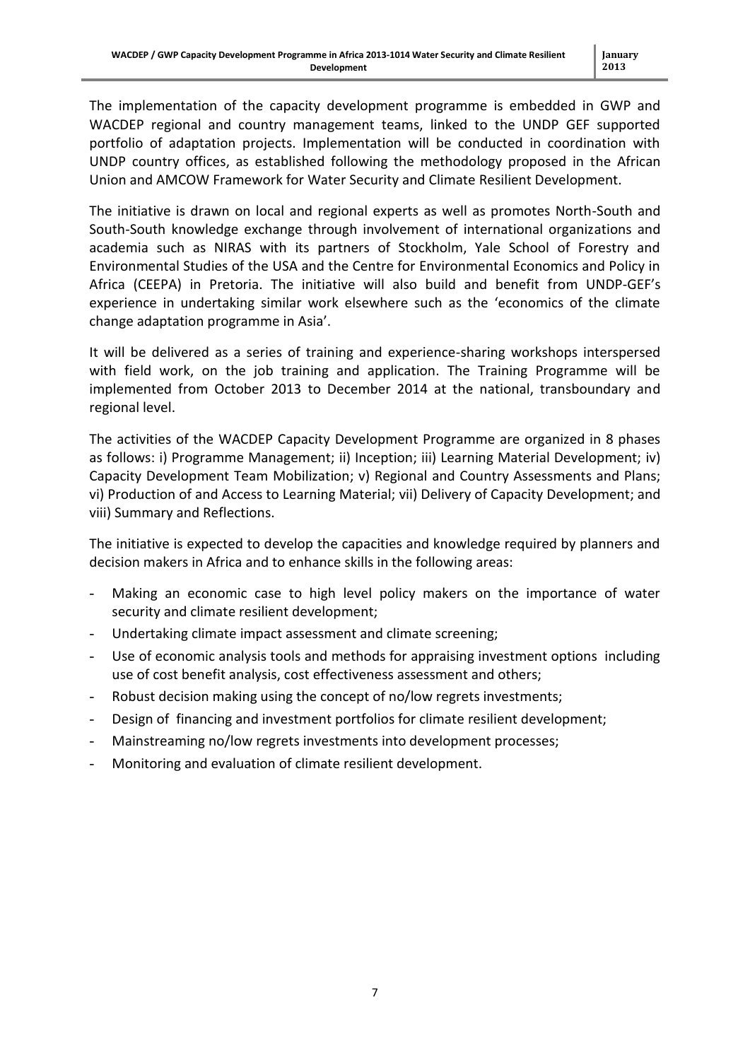The implementation of the capacity development programme is embedded in GWP and WACDEP regional and country management teams, linked to the UNDP GEF supported portfolio of adaptation projects. Implementation will be conducted in coordination with UNDP country offices, as established following the methodology proposed in the African Union and AMCOW Framework for Water Security and Climate Resilient Development.

The initiative is drawn on local and regional experts as well as promotes North-South and South-South knowledge exchange through involvement of international organizations and academia such as NIRAS with its partners of Stockholm, Yale School of Forestry and Environmental Studies of the USA and the Centre for Environmental Economics and Policy in Africa (CEEPA) in Pretoria. The initiative will also build and benefit from UNDP-GEF's experience in undertaking similar work elsewhere such as the 'economics of the climate change adaptation programme in Asia'.

It will be delivered as a series of training and experience-sharing workshops interspersed with field work, on the job training and application. The Training Programme will be implemented from October 2013 to December 2014 at the national, transboundary and regional level.

The activities of the WACDEP Capacity Development Programme are organized in 8 phases as follows: i) Programme Management; ii) Inception; iii) Learning Material Development; iv) Capacity Development Team Mobilization; v) Regional and Country Assessments and Plans; vi) Production of and Access to Learning Material; vii) Delivery of Capacity Development; and viii) Summary and Reflections.

The initiative is expected to develop the capacities and knowledge required by planners and decision makers in Africa and to enhance skills in the following areas:

- Making an economic case to high level policy makers on the importance of water security and climate resilient development;
- Undertaking climate impact assessment and climate screening;
- Use of economic analysis tools and methods for appraising investment options including use of cost benefit analysis, cost effectiveness assessment and others;
- Robust decision making using the concept of no/low regrets investments;
- Design of financing and investment portfolios for climate resilient development;
- Mainstreaming no/low regrets investments into development processes;
- Monitoring and evaluation of climate resilient development.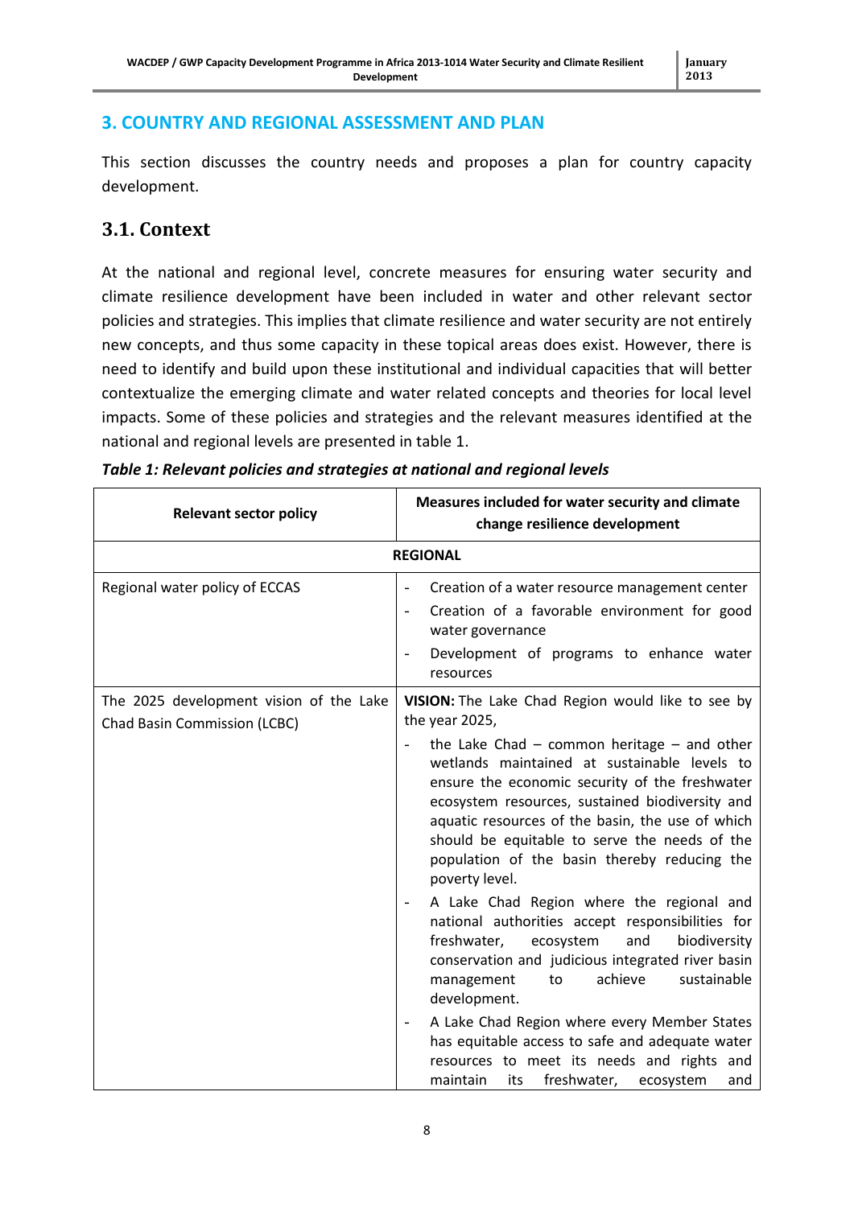## 3. COUNTRY AND REGIONAL ASSESSMENT AND PLAN

This section discusses the country needs and proposes a plan for country capacity development.

### 3.1. Context

At the national and regional level, concrete measures for ensuring water security and climate resilience development have been included in water and other relevant sector policies and strategies. This implies that climate resilience and water security are not entirely new concepts, and thus some capacity in these topical areas does exist. However, there is need to identify and build upon these institutional and individual capacities that will better contextualize the emerging climate and water related concepts and theories for local level impacts. Some of these policies and strategies and the relevant measures identified at the national and regional levels are presented in table 1.

***Table 1: Relevant policies and strategies at national and regional levels***

| Relevant sector policy | Measures included for water security and climate change resilience development |
|---|---|
| **REGIONAL** | |
| Regional water policy of ECCAS | - Creation of a water resource management center<br>- Creation of a favorable environment for good water governance<br>- Development of programs to enhance water resources |
| The 2025 development vision of the Lake Chad Basin Commission (LCBC) | **VISION:** The Lake Chad Region would like to see by the year 2025,<br>- the Lake Chad – common heritage – and other wetlands maintained at sustainable levels to ensure the economic security of the freshwater ecosystem resources, sustained biodiversity and aquatic resources of the basin, the use of which should be equitable to serve the needs of the population of the basin thereby reducing the poverty level.<br>- A Lake Chad Region where the regional and national authorities accept responsibilities for freshwater, ecosystem and biodiversity conservation and judicious integrated river basin management to achieve sustainable development.<br>- A Lake Chad Region where every Member States has equitable access to safe and adequate water resources to meet its needs and rights and maintain its freshwater, ecosystem and |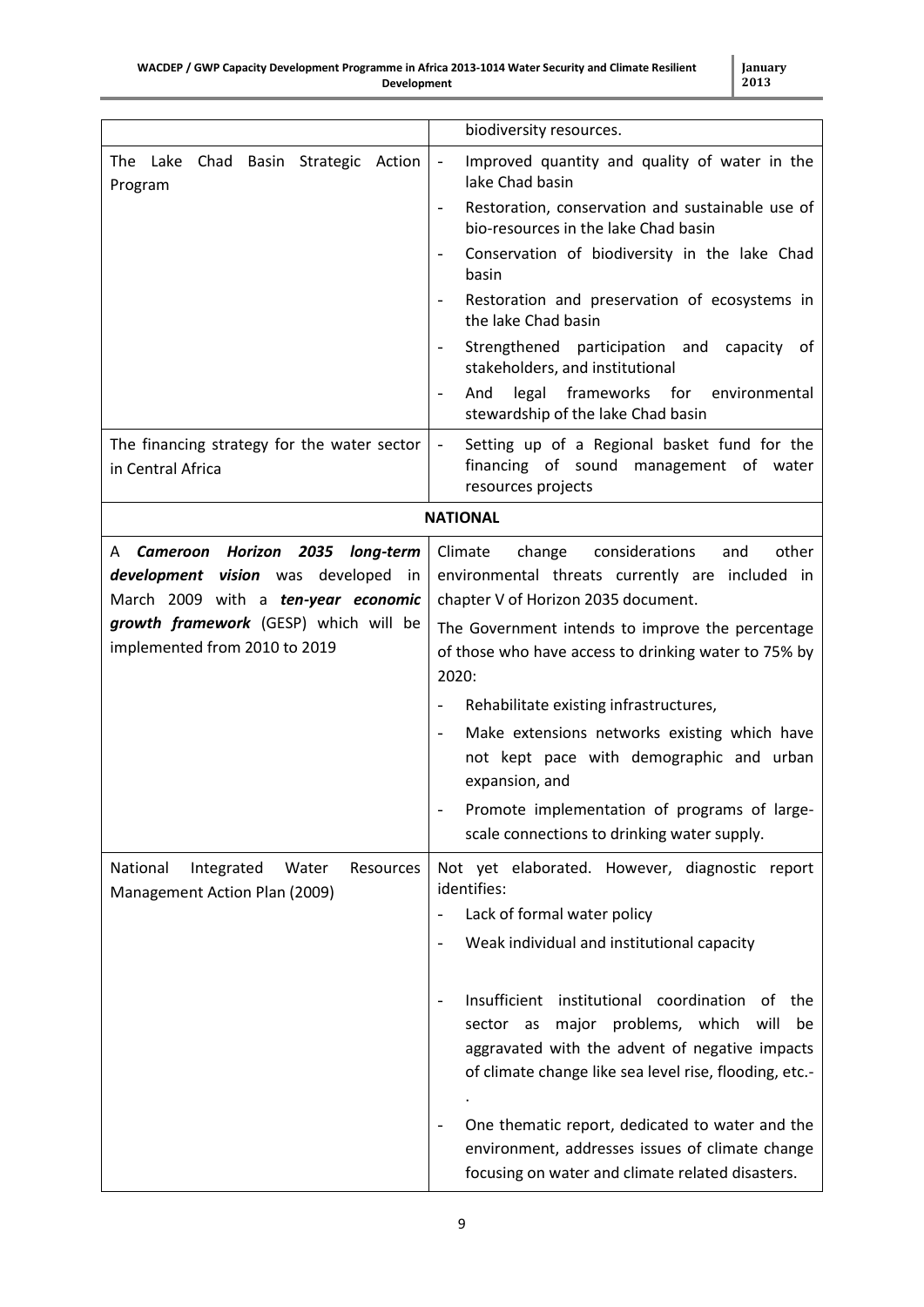| | |
|---|---|
| | biodiversity resources. |
| The Lake Chad Basin Strategic Action Program | - Improved quantity and quality of water in the lake Chad basin<br>- Restoration, conservation and sustainable use of bio-resources in the lake Chad basin<br>- Conservation of biodiversity in the lake Chad basin<br>- Restoration and preservation of ecosystems in the lake Chad basin<br>- Strengthened participation and capacity of stakeholders, and institutional<br>- And legal frameworks for environmental stewardship of the lake Chad basin |
| The financing strategy for the water sector in Central Africa | - Setting up of a Regional basket fund for the financing of sound management of water resources projects |
| **NATIONAL** | |
| A ***Cameroon Horizon 2035 long-term development vision*** was developed in March 2009 with a ***ten-year economic growth framework*** (GESP) which will be implemented from 2010 to 2019 | Climate change considerations and other environmental threats currently are included in chapter V of Horizon 2035 document.<br>The Government intends to improve the percentage of those who have access to drinking water to 75% by 2020:<br>- Rehabilitate existing infrastructures,<br>- Make extensions networks existing which have not kept pace with demographic and urban expansion, and<br>- Promote implementation of programs of large-scale connections to drinking water supply. |
| National Integrated Water Resources Management Action Plan (2009) | Not yet elaborated. However, diagnostic report identifies:<br>- Lack of formal water policy<br>- Weak individual and institutional capacity<br>- Insufficient institutional coordination of the sector as major problems, which will be aggravated with the advent of negative impacts of climate change like sea level rise, flooding, etc.-<br>.<br>- One thematic report, dedicated to water and the environment, addresses issues of climate change focusing on water and climate related disasters. |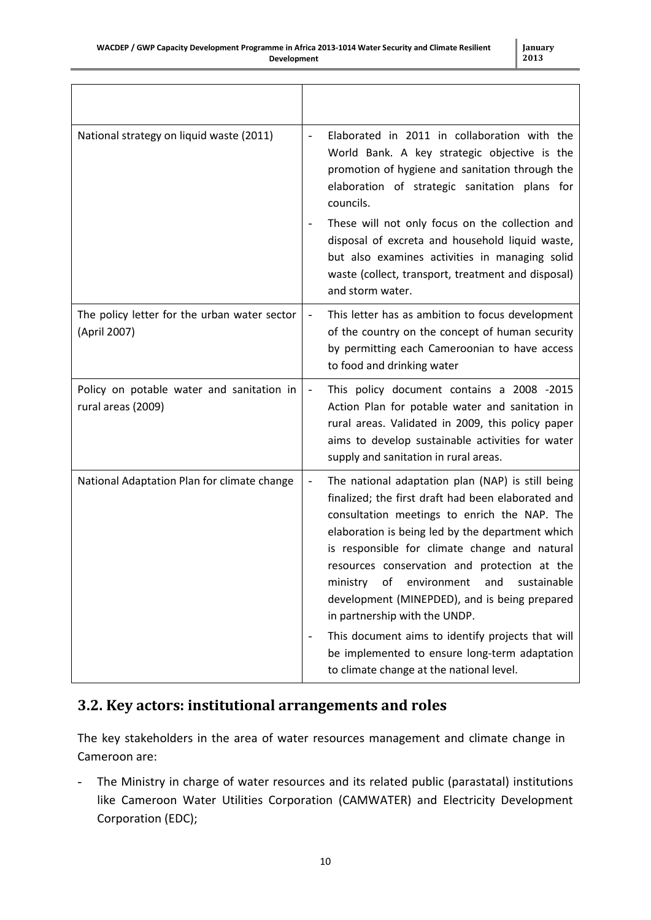| | |
|---|---|
| National strategy on liquid waste (2011) | - Elaborated in 2011 in collaboration with the World Bank. A key strategic objective is the promotion of hygiene and sanitation through the elaboration of strategic sanitation plans for councils.<br>- These will not only focus on the collection and disposal of excreta and household liquid waste, but also examines activities in managing solid waste (collect, transport, treatment and disposal) and storm water. |
| The policy letter for the urban water sector (April 2007) | - This letter has as ambition to focus development of the country on the concept of human security by permitting each Cameroonian to have access to food and drinking water |
| Policy on potable water and sanitation in rural areas (2009) | - This policy document contains a 2008 -2015 Action Plan for potable water and sanitation in rural areas. Validated in 2009, this policy paper aims to develop sustainable activities for water supply and sanitation in rural areas. |
| National Adaptation Plan for climate change | - The national adaptation plan (NAP) is still being finalized; the first draft had been elaborated and consultation meetings to enrich the NAP. The elaboration is being led by the department which is responsible for climate change and natural resources conservation and protection at the ministry of environment and sustainable development (MINEPDED), and is being prepared in partnership with the UNDP.<br>- This document aims to identify projects that will be implemented to ensure long-term adaptation to climate change at the national level. |

## 3.2. Key actors: institutional arrangements and roles

The key stakeholders in the area of water resources management and climate change in Cameroon are:

- The Ministry in charge of water resources and its related public (parastatal) institutions like Cameroon Water Utilities Corporation (CAMWATER) and Electricity Development Corporation (EDC);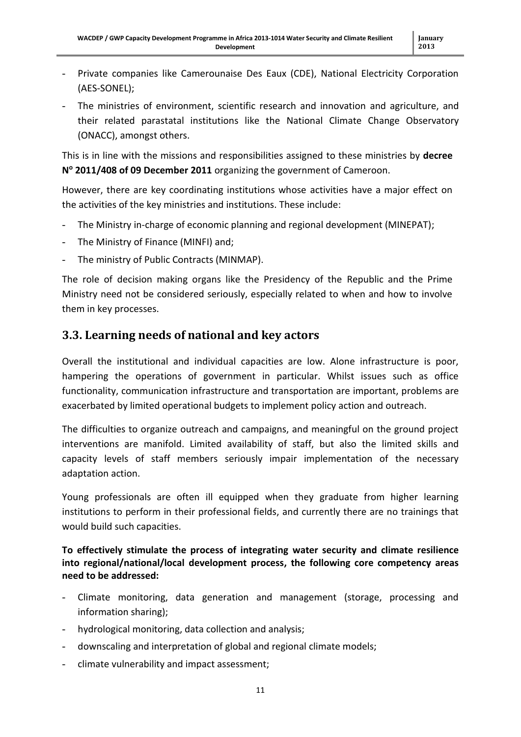- Private companies like Camerounaise Des Eaux (CDE), National Electricity Corporation (AES-SONEL);
- The ministries of environment, scientific research and innovation and agriculture, and their related parastatal institutions like the National Climate Change Observatory (ONACC), amongst others.

This is in line with the missions and responsibilities assigned to these ministries by **decree N° 2011/408 of 09 December 2011** organizing the government of Cameroon.

However, there are key coordinating institutions whose activities have a major effect on the activities of the key ministries and institutions. These include:

- The Ministry in-charge of economic planning and regional development (MINEPAT);
- The Ministry of Finance (MINFI) and;
- The ministry of Public Contracts (MINMAP).

The role of decision making organs like the Presidency of the Republic and the Prime Ministry need not be considered seriously, especially related to when and how to involve them in key processes.

## 3.3. Learning needs of national and key actors

Overall the institutional and individual capacities are low. Alone infrastructure is poor, hampering the operations of government in particular. Whilst issues such as office functionality, communication infrastructure and transportation are important, problems are exacerbated by limited operational budgets to implement policy action and outreach.

The difficulties to organize outreach and campaigns, and meaningful on the ground project interventions are manifold. Limited availability of staff, but also the limited skills and capacity levels of staff members seriously impair implementation of the necessary adaptation action.

Young professionals are often ill equipped when they graduate from higher learning institutions to perform in their professional fields, and currently there are no trainings that would build such capacities.

**To effectively stimulate the process of integrating water security and climate resilience into regional/national/local development process, the following core competency areas need to be addressed:**

- Climate monitoring, data generation and management (storage, processing and information sharing);
- hydrological monitoring, data collection and analysis;
- downscaling and interpretation of global and regional climate models;
- climate vulnerability and impact assessment;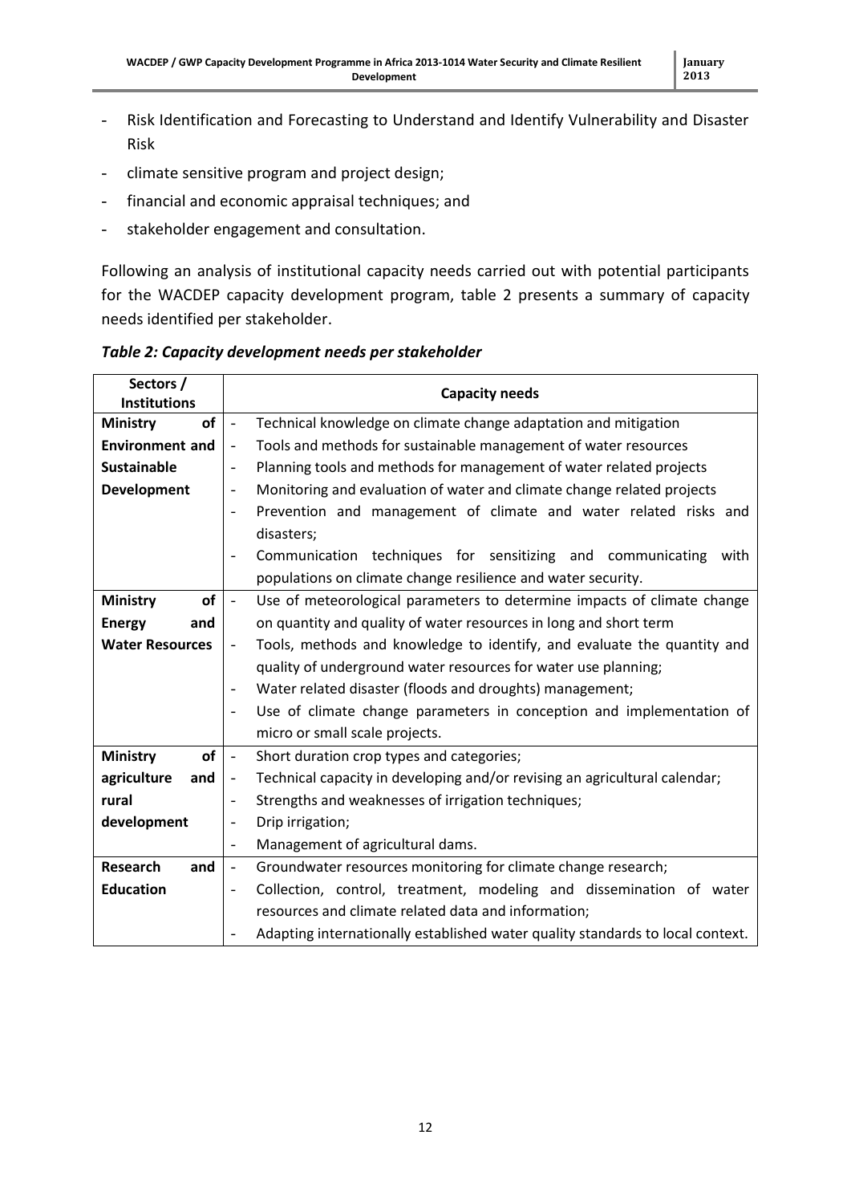- Risk Identification and Forecasting to Understand and Identify Vulnerability and Disaster Risk
- climate sensitive program and project design;
- financial and economic appraisal techniques; and
- stakeholder engagement and consultation.

Following an analysis of institutional capacity needs carried out with potential participants for the WACDEP capacity development program, table 2 presents a summary of capacity needs identified per stakeholder.

***Table 2: Capacity development needs per stakeholder***

| Sectors / Institutions | Capacity needs |
|---|---|
| **Ministry of Environment and Sustainable Development** | - Technical knowledge on climate change adaptation and mitigation<br>- Tools and methods for sustainable management of water resources<br>- Planning tools and methods for management of water related projects<br>- Monitoring and evaluation of water and climate change related projects<br>- Prevention and management of climate and water related risks and disasters;<br>- Communication techniques for sensitizing and communicating with populations on climate change resilience and water security. |
| **Ministry of Energy and Water Resources** | - Use of meteorological parameters to determine impacts of climate change on quantity and quality of water resources in long and short term<br>- Tools, methods and knowledge to identify, and evaluate the quantity and quality of underground water resources for water use planning;<br>- Water related disaster (floods and droughts) management;<br>- Use of climate change parameters in conception and implementation of micro or small scale projects. |
| **Ministry of agriculture and rural development** | - Short duration crop types and categories;<br>- Technical capacity in developing and/or revising an agricultural calendar;<br>- Strengths and weaknesses of irrigation techniques;<br>- Drip irrigation;<br>- Management of agricultural dams. |
| **Research and Education** | - Groundwater resources monitoring for climate change research;<br>- Collection, control, treatment, modeling and dissemination of water resources and climate related data and information;<br>- Adapting internationally established water quality standards to local context. |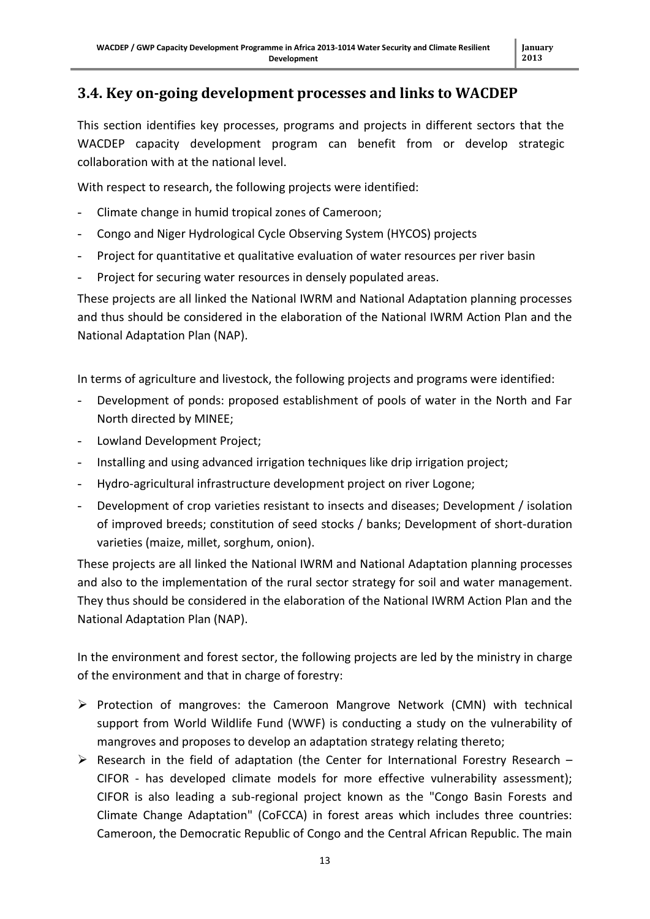## 3.4. Key on-going development processes and links to WACDEP

This section identifies key processes, programs and projects in different sectors that the WACDEP capacity development program can benefit from or develop strategic collaboration with at the national level.

With respect to research, the following projects were identified:

- Climate change in humid tropical zones of Cameroon;
- Congo and Niger Hydrological Cycle Observing System (HYCOS) projects
- Project for quantitative et qualitative evaluation of water resources per river basin
- Project for securing water resources in densely populated areas.

These projects are all linked the National IWRM and National Adaptation planning processes and thus should be considered in the elaboration of the National IWRM Action Plan and the National Adaptation Plan (NAP).

In terms of agriculture and livestock, the following projects and programs were identified:

- Development of ponds: proposed establishment of pools of water in the North and Far North directed by MINEE;
- Lowland Development Project;
- Installing and using advanced irrigation techniques like drip irrigation project;
- Hydro-agricultural infrastructure development project on river Logone;
- Development of crop varieties resistant to insects and diseases; Development / isolation of improved breeds; constitution of seed stocks / banks; Development of short-duration varieties (maize, millet, sorghum, onion).

These projects are all linked the National IWRM and National Adaptation planning processes and also to the implementation of the rural sector strategy for soil and water management. They thus should be considered in the elaboration of the National IWRM Action Plan and the National Adaptation Plan (NAP).

In the environment and forest sector, the following projects are led by the ministry in charge of the environment and that in charge of forestry:

- Protection of mangroves: the Cameroon Mangrove Network (CMN) with technical support from World Wildlife Fund (WWF) is conducting a study on the vulnerability of mangroves and proposes to develop an adaptation strategy relating thereto;
- Research in the field of adaptation (the Center for International Forestry Research – CIFOR - has developed climate models for more effective vulnerability assessment); CIFOR is also leading a sub-regional project known as the "Congo Basin Forests and Climate Change Adaptation" (CoFCCA) in forest areas which includes three countries: Cameroon, the Democratic Republic of Congo and the Central African Republic. The main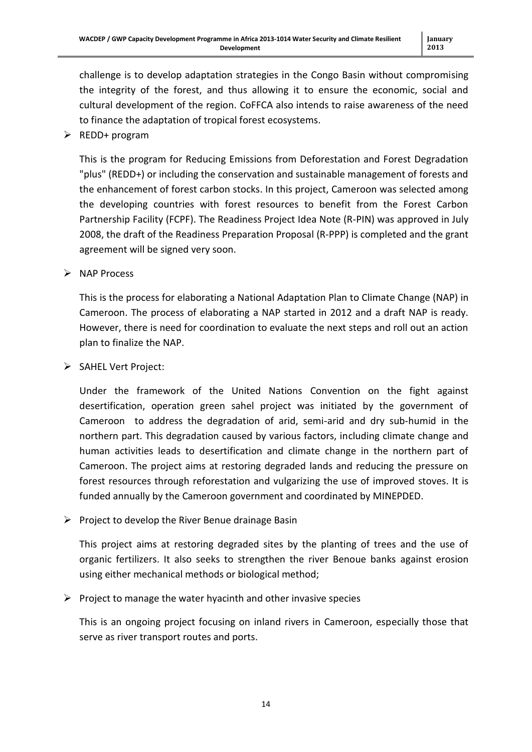challenge is to develop adaptation strategies in the Congo Basin without compromising the integrity of the forest, and thus allowing it to ensure the economic, social and cultural development of the region. CoFFCA also intends to raise awareness of the need to finance the adaptation of tropical forest ecosystems.

- REDD+ program

  This is the program for Reducing Emissions from Deforestation and Forest Degradation "plus" (REDD+) or including the conservation and sustainable management of forests and the enhancement of forest carbon stocks. In this project, Cameroon was selected among the developing countries with forest resources to benefit from the Forest Carbon Partnership Facility (FCPF). The Readiness Project Idea Note (R-PIN) was approved in July 2008, the draft of the Readiness Preparation Proposal (R-PPP) is completed and the grant agreement will be signed very soon.

- NAP Process

  This is the process for elaborating a National Adaptation Plan to Climate Change (NAP) in Cameroon. The process of elaborating a NAP started in 2012 and a draft NAP is ready. However, there is need for coordination to evaluate the next steps and roll out an action plan to finalize the NAP.

- SAHEL Vert Project:

  Under the framework of the United Nations Convention on the fight against desertification, operation green sahel project was initiated by the government of Cameroon to address the degradation of arid, semi-arid and dry sub-humid in the northern part. This degradation caused by various factors, including climate change and human activities leads to desertification and climate change in the northern part of Cameroon. The project aims at restoring degraded lands and reducing the pressure on forest resources through reforestation and vulgarizing the use of improved stoves. It is funded annually by the Cameroon government and coordinated by MINEPDED.

- Project to develop the River Benue drainage Basin

  This project aims at restoring degraded sites by the planting of trees and the use of organic fertilizers. It also seeks to strengthen the river Benoue banks against erosion using either mechanical methods or biological method;

- Project to manage the water hyacinth and other invasive species

  This is an ongoing project focusing on inland rivers in Cameroon, especially those that serve as river transport routes and ports.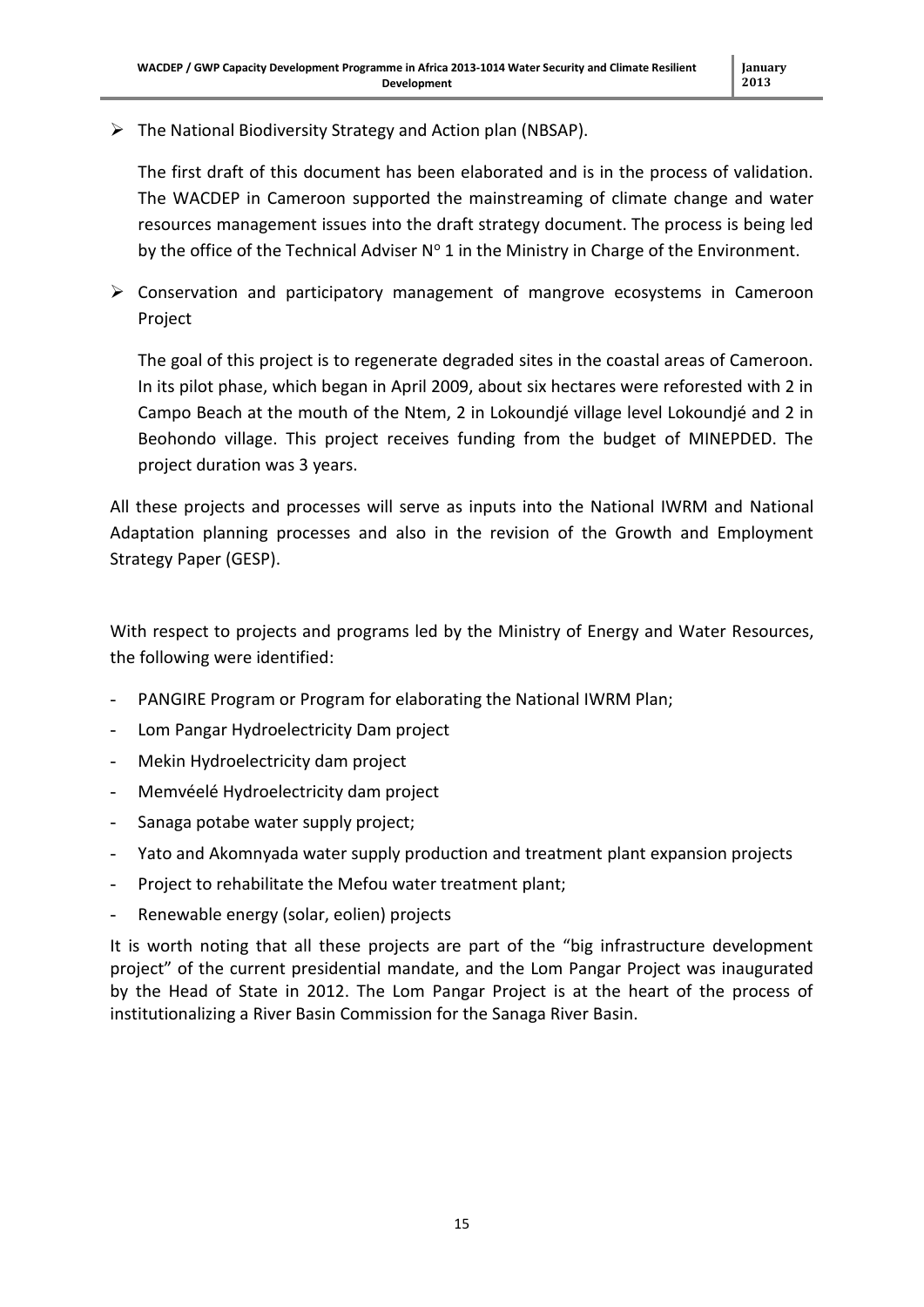- The National Biodiversity Strategy and Action plan (NBSAP).

  The first draft of this document has been elaborated and is in the process of validation. The WACDEP in Cameroon supported the mainstreaming of climate change and water resources management issues into the draft strategy document. The process is being led by the office of the Technical Adviser N° 1 in the Ministry in Charge of the Environment.

- Conservation and participatory management of mangrove ecosystems in Cameroon Project

  The goal of this project is to regenerate degraded sites in the coastal areas of Cameroon. In its pilot phase, which began in April 2009, about six hectares were reforested with 2 in Campo Beach at the mouth of the Ntem, 2 in Lokoundjé village level Lokoundjé and 2 in Beohondo village. This project receives funding from the budget of MINEPDED. The project duration was 3 years.

All these projects and processes will serve as inputs into the National IWRM and National Adaptation planning processes and also in the revision of the Growth and Employment Strategy Paper (GESP).

With respect to projects and programs led by the Ministry of Energy and Water Resources, the following were identified:

- PANGIRE Program or Program for elaborating the National IWRM Plan;
- Lom Pangar Hydroelectricity Dam project
- Mekin Hydroelectricity dam project
- Memvéelé Hydroelectricity dam project
- Sanaga potabe water supply project;
- Yato and Akomnyada water supply production and treatment plant expansion projects
- Project to rehabilitate the Mefou water treatment plant;
- Renewable energy (solar, eolien) projects

It is worth noting that all these projects are part of the "big infrastructure development project" of the current presidential mandate, and the Lom Pangar Project was inaugurated by the Head of State in 2012. The Lom Pangar Project is at the heart of the process of institutionalizing a River Basin Commission for the Sanaga River Basin.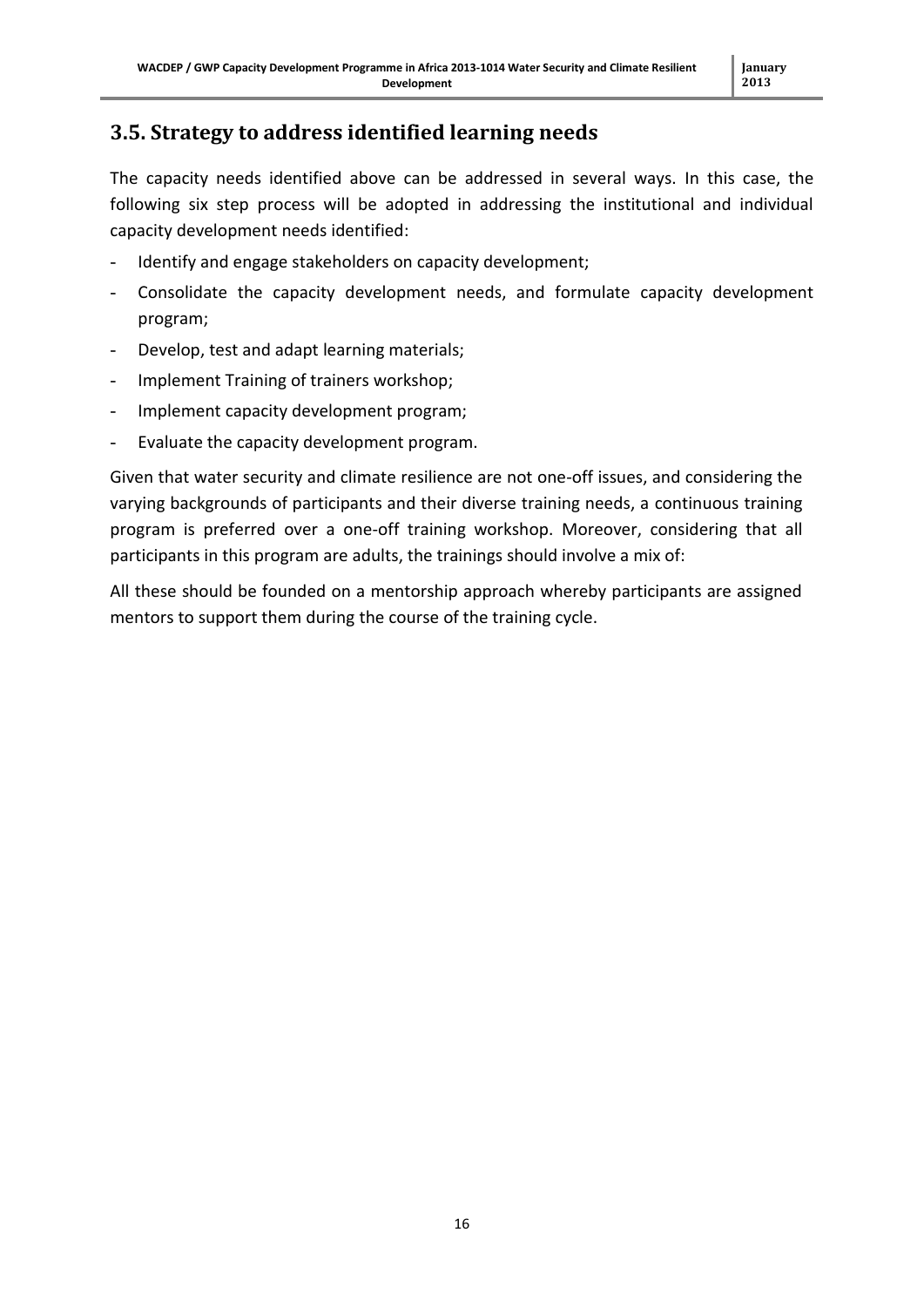## 3.5. Strategy to address identified learning needs

The capacity needs identified above can be addressed in several ways. In this case, the following six step process will be adopted in addressing the institutional and individual capacity development needs identified:

- Identify and engage stakeholders on capacity development;
- Consolidate the capacity development needs, and formulate capacity development program;
- Develop, test and adapt learning materials;
- Implement Training of trainers workshop;
- Implement capacity development program;
- Evaluate the capacity development program.

Given that water security and climate resilience are not one-off issues, and considering the varying backgrounds of participants and their diverse training needs, a continuous training program is preferred over a one-off training workshop. Moreover, considering that all participants in this program are adults, the trainings should involve a mix of:

All these should be founded on a mentorship approach whereby participants are assigned mentors to support them during the course of the training cycle.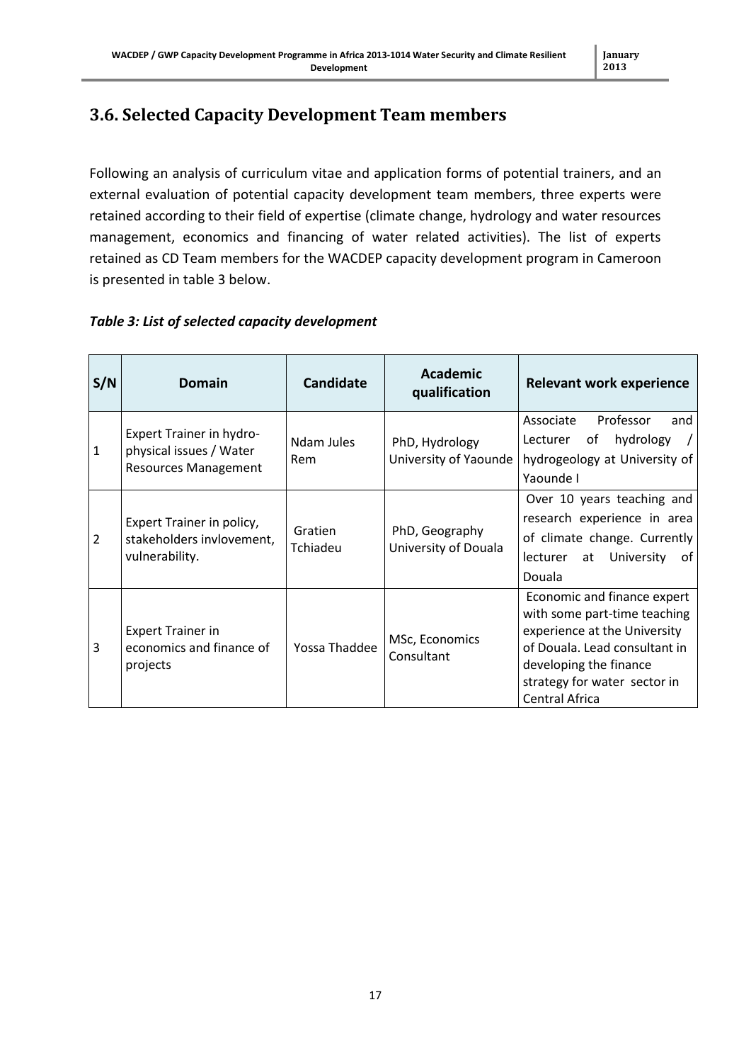## 3.6. Selected Capacity Development Team members

Following an analysis of curriculum vitae and application forms of potential trainers, and an external evaluation of potential capacity development team members, three experts were retained according to their field of expertise (climate change, hydrology and water resources management, economics and financing of water related activities). The list of experts retained as CD Team members for the WACDEP capacity development program in Cameroon is presented in table 3 below.

***Table 3: List of selected capacity development***

| S/N | Domain | Candidate | Academic qualification | Relevant work experience |
|---|---|---|---|---|
| 1 | Expert Trainer in hydro-physical issues / Water Resources Management | Ndam Jules Rem | PhD, Hydrology University of Yaounde | Associate Professor and Lecturer of hydrology / hydrogeology at University of Yaounde I |
| 2 | Expert Trainer in policy, stakeholders invlovement, vulnerability. | Gratien Tchiadeu | PhD, Geography University of Douala | Over 10 years teaching and research experience in area of climate change. Currently lecturer at University of Douala |
| 3 | Expert Trainer in economics and finance of projects | Yossa Thaddee | MSc, Economics Consultant | Economic and finance expert with some part-time teaching experience at the University of Douala. Lead consultant in developing the finance strategy for water sector in Central Africa |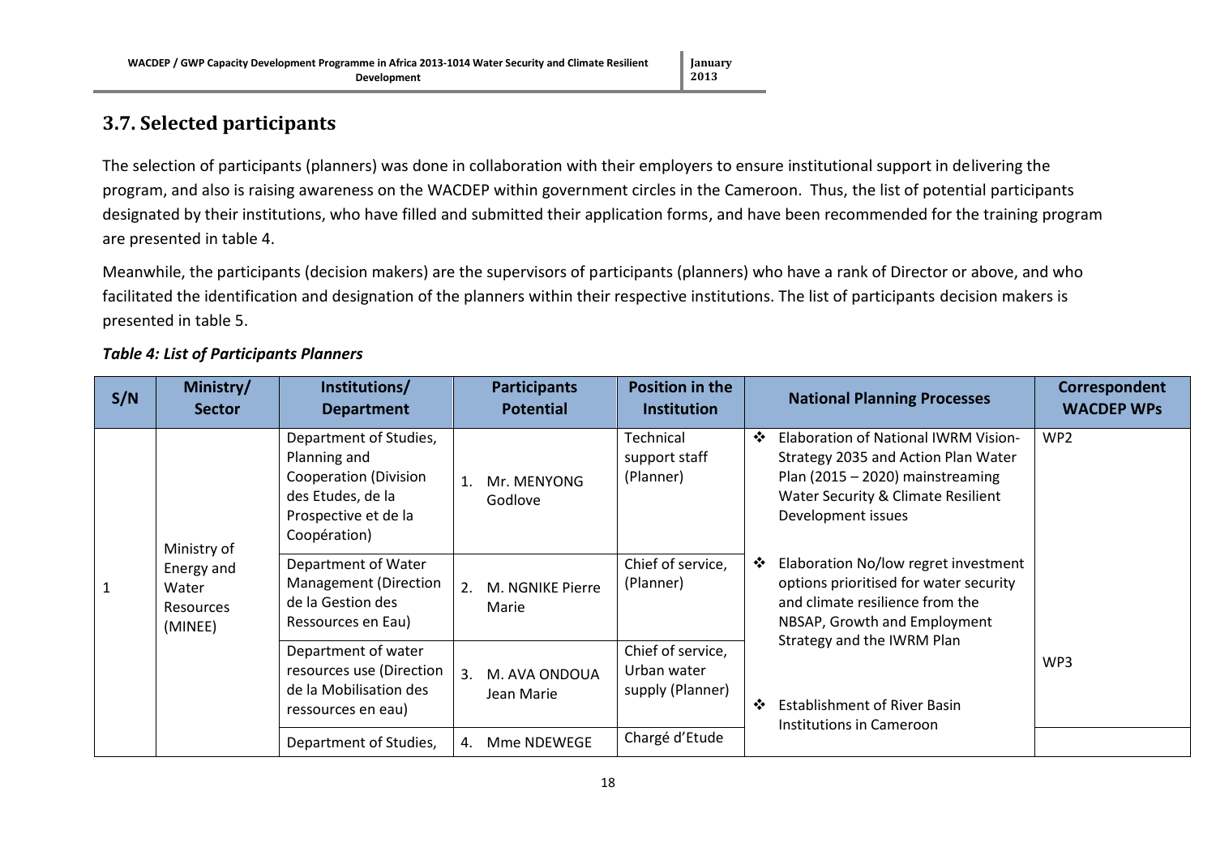## 3.7. Selected participants

The selection of participants (planners) was done in collaboration with their employers to ensure institutional support in delivering the program, and also is raising awareness on the WACDEP within government circles in the Cameroon. Thus, the list of potential participants designated by their institutions, who have filled and submitted their application forms, and have been recommended for the training program are presented in table 4.

Meanwhile, the participants (decision makers) are the supervisors of participants (planners) who have a rank of Director or above, and who facilitated the identification and designation of the planners within their respective institutions. The list of participants decision makers is presented in table 5.

***Table 4: List of Participants Planners***

| S/N | Ministry/ Sector | Institutions/ Department | Participants Potential | Position in the Institution | National Planning Processes | Correspondent WACDEP WPs |
|---|---|---|---|---|---|---|
| 1 | Ministry of Energy and Water Resources (MINEE) | Department of Studies, Planning and Cooperation (Division des Etudes, de la Prospective et de la Coopération) | 1. Mr. MENYONG Godlove | Technical support staff (Planner) | ❖ Elaboration of National IWRM Vision-Strategy 2035 and Action Plan Water Plan (2015 – 2020) mainstreaming Water Security & Climate Resilient Development issues | WP2 |
| | | Department of Water Management (Direction de la Gestion des Ressources en Eau) | 2. M. NGNIKE Pierre Marie | Chief of service, (Planner) | ❖ Elaboration No/low regret investment options prioritised for water security and climate resilience from the NBSAP, Growth and Employment Strategy and the IWRM Plan | |
| | | Department of water resources use (Direction de la Mobilisation des ressources en eau) | 3. M. AVA ONDOUA Jean Marie | Chief of service, Urban water supply (Planner) | ❖ Establishment of River Basin Institutions in Cameroon | WP3 |
| | | Department of Studies, | 4. Mme NDEWEGE | Chargé d'Etude | | |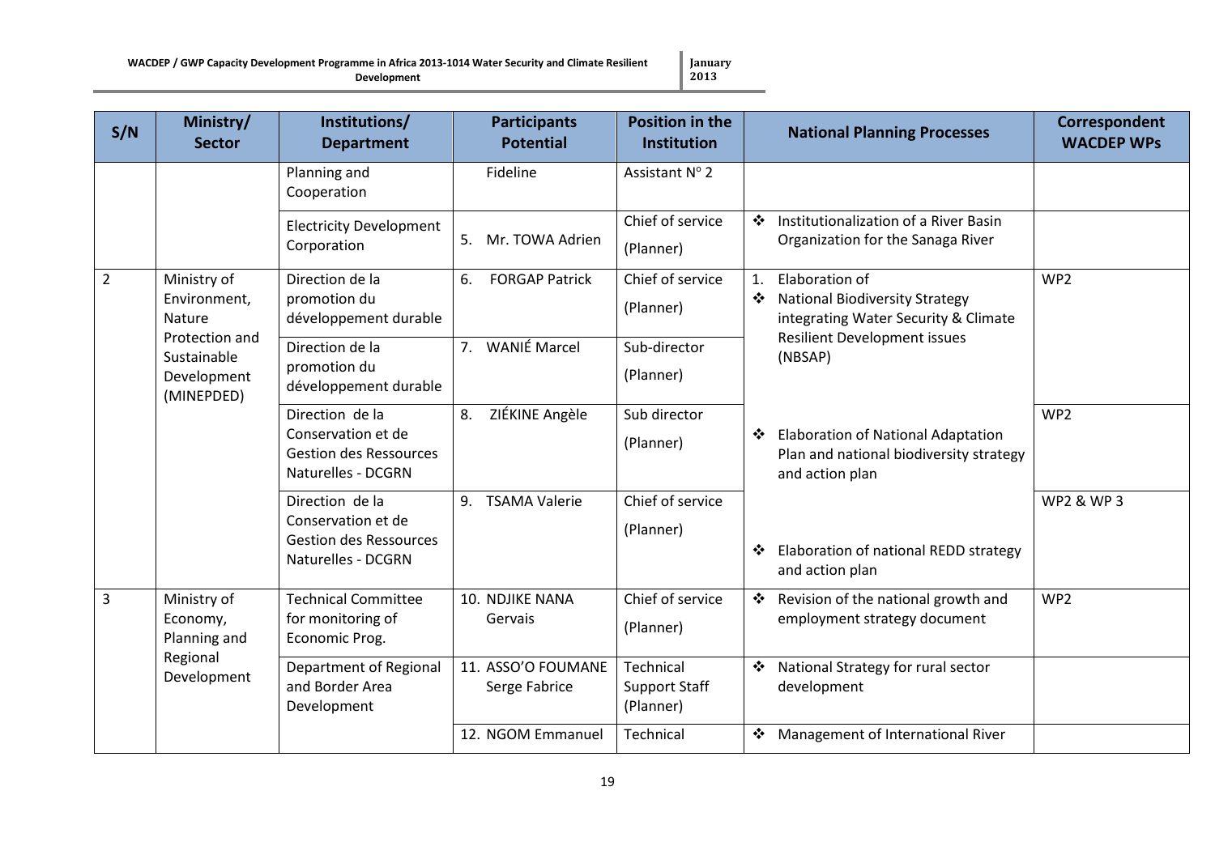| S/N | Ministry/ Sector | Institutions/ Department | Participants Potential | Position in the Institution | National Planning Processes | Correspondent WACDEP WPs |
|---|---|---|---|---|---|---|
| | | Planning and Cooperation | Fideline | Assistant N° 2 | | |
| | | Electricity Development Corporation | 5. Mr. TOWA Adrien | Chief of service (Planner) | ❖ Institutionalization of a River Basin Organization for the Sanaga River | |
| 2 | Ministry of Environment, Nature Protection and Sustainable Development (MINEPDED) | Direction de la promotion du développement durable | 6. FORGAP Patrick | Chief of service (Planner) | 1. Elaboration of ❖ National Biodiversity Strategy integrating Water Security & Climate Resilient Development issues (NBSAP) | WP2 |
| | | Direction de la promotion du développement durable | 7. WANIÉ Marcel | Sub-director (Planner) | | |
| | | Direction de la Conservation et de Gestion des Ressources Naturelles - DCGRN | 8. ZIÉKINE Angèle | Sub director (Planner) | ❖ Elaboration of National Adaptation Plan and national biodiversity strategy and action plan | WP2 |
| | | Direction de la Conservation et de Gestion des Ressources Naturelles - DCGRN | 9. TSAMA Valerie | Chief of service (Planner) | ❖ Elaboration of national REDD strategy and action plan | WP2 & WP 3 |
| 3 | Ministry of Economy, Planning and Regional Development | Technical Committee for monitoring of Economic Prog. | 10. NDJIKE NANA Gervais | Chief of service (Planner) | ❖ Revision of the national growth and employment strategy document | WP2 |
| | | Department of Regional and Border Area Development | 11. ASSO'O FOUMANE Serge Fabrice | Technical Support Staff (Planner) | ❖ National Strategy for rural sector development | |
| | | | 12. NGOM Emmanuel | Technical | ❖ Management of International River | |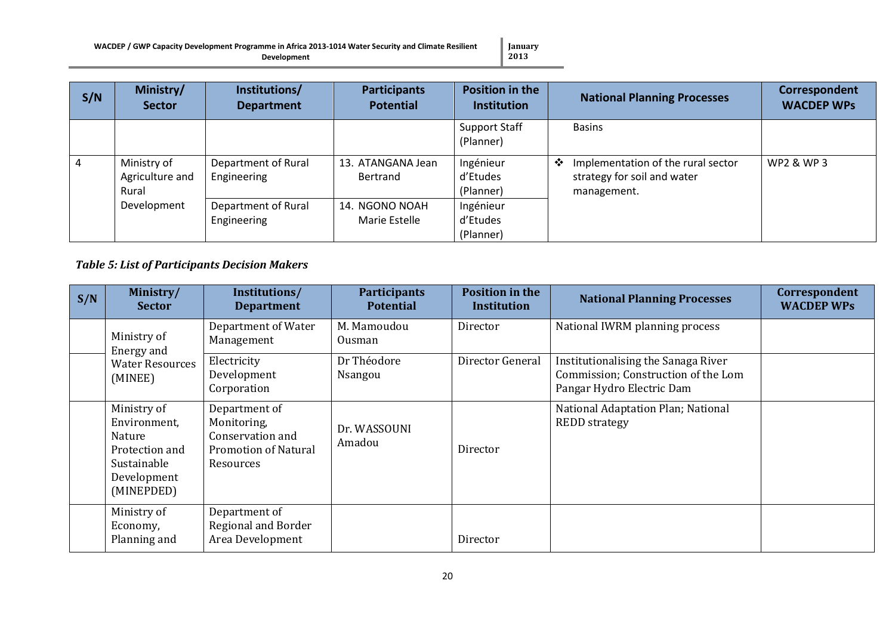| S/N | Ministry/ Sector | Institutions/ Department | Participants Potential | Position in the Institution | National Planning Processes | Correspondent WACDEP WPs |
|---|---|---|---|---|---|---|
| | | | | Support Staff (Planner) | Basins | |
| 4 | Ministry of Agriculture and Rural Development | Department of Rural Engineering | 13. ATANGANA Jean Bertrand | Ingénieur d'Etudes (Planner) | ❖ Implementation of the rural sector strategy for soil and water management. | WP2 & WP 3 |
| | | Department of Rural Engineering | 14. NGONO NOAH Marie Estelle | Ingénieur d'Etudes (Planner) | | |

*Table 5: List of Participants Decision Makers*

| S/N | Ministry/ Sector | Institutions/ Department | Participants Potential | Position in the Institution | National Planning Processes | Correspondent WACDEP WPs |
|---|---|---|---|---|---|---|
| | Ministry of Energy and Water Resources (MINEE) | Department of Water Management | M. Mamoudou Ousman | Director | National IWRM planning process | |
| | | Electricity Development Corporation | Dr Théodore Nsangou | Director General | Institutionalising the Sanaga River Commission; Construction of the Lom Pangar Hydro Electric Dam | |
| | Ministry of Environment, Nature Protection and Sustainable Development (MINEPDED) | Department of Monitoring, Conservation and Promotion of Natural Resources | Dr. WASSOUNI Amadou | Director | National Adaptation Plan; National REDD strategy | |
| | Ministry of Economy, Planning and | Department of Regional and Border Area Development | | Director | | |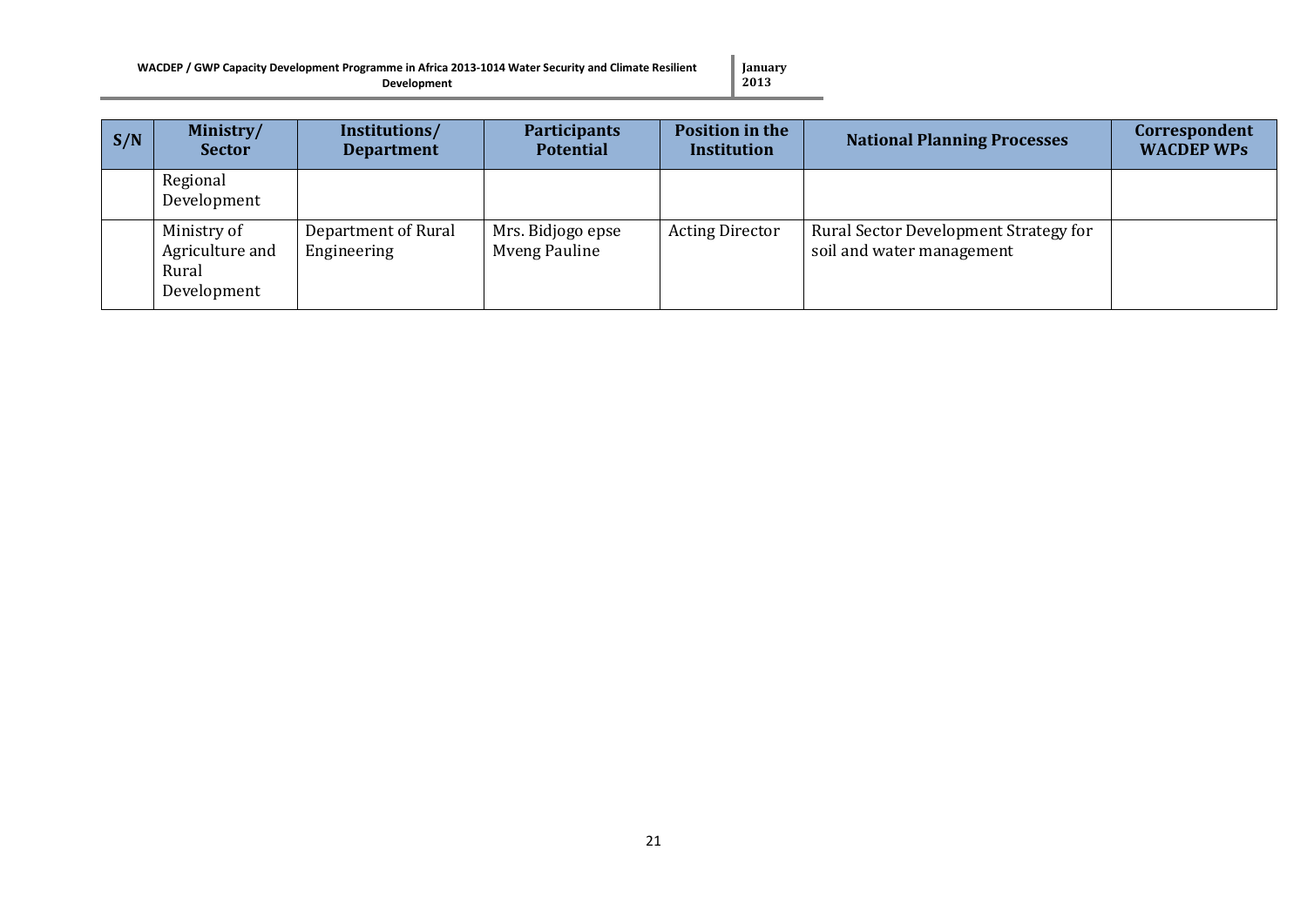| S/N | Ministry/ Sector | Institutions/ Department | Participants Potential | Position in the Institution | National Planning Processes | Correspondent WACDEP WPs |
|---|---|---|---|---|---|---|
| | Regional Development | | | | | |
| | Ministry of Agriculture and Rural Development | Department of Rural Engineering | Mrs. Bidjogo epse Mveng Pauline | Acting Director | Rural Sector Development Strategy for soil and water management | |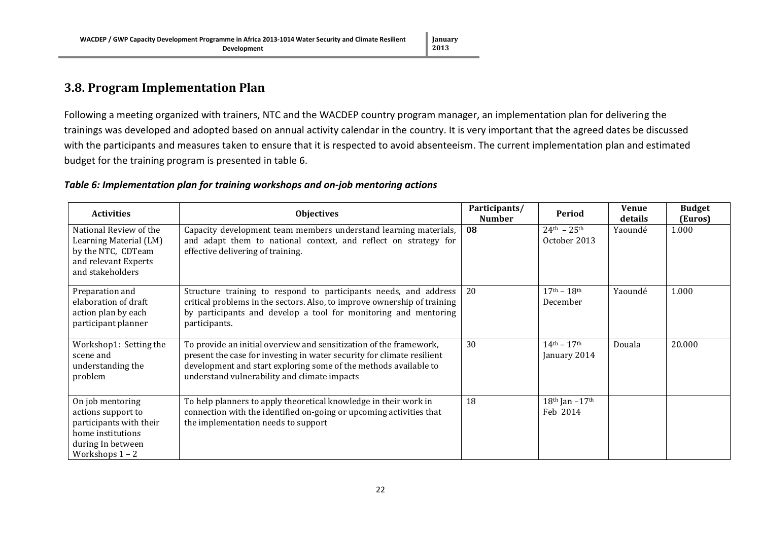## 3.8. Program Implementation Plan

Following a meeting organized with trainers, NTC and the WACDEP country program manager, an implementation plan for delivering the trainings was developed and adopted based on annual activity calendar in the country. It is very important that the agreed dates be discussed with the participants and measures taken to ensure that it is respected to avoid absenteeism. The current implementation plan and estimated budget for the training program is presented in table 6.

***Table 6: Implementation plan for training workshops and on-job mentoring actions***

| Activities | Objectives | Participants/ Number | Period | Venue details | Budget (Euros) |
|---|---|---|---|---|---|
| National Review of the Learning Material (LM) by the NTC, CDTeam and relevant Experts and stakeholders | Capacity development team members understand learning materials, and adapt them to national context, and reflect on strategy for effective delivering of training. | **08** | 24th – 25th October 2013 | Yaoundé | 1.000 |
| Preparation and elaboration of draft action plan by each participant planner | Structure training to respond to participants needs, and address critical problems in the sectors. Also, to improve ownership of training by participants and develop a tool for monitoring and mentoring participants. | 20 | 17th – 18th December | Yaoundé | 1.000 |
| Workshop1: Setting the scene and understanding the problem | To provide an initial overview and sensitization of the framework, present the case for investing in water security for climate resilient development and start exploring some of the methods available to understand vulnerability and climate impacts | 30 | 14th – 17th January 2014 | Douala | 20.000 |
| On job mentoring actions support to participants with their home institutions during In between Workshops 1 – 2 | To help planners to apply theoretical knowledge in their work in connection with the identified on-going or upcoming activities that the implementation needs to support | 18 | 18th Jan –17th Feb 2014 | | |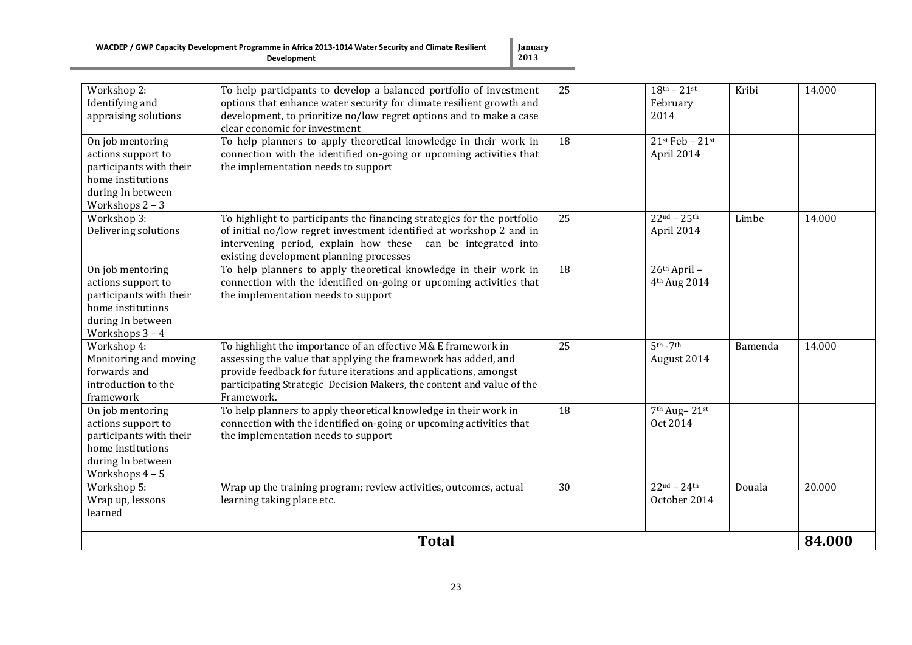| Workshop 2: Identifying and appraising solutions | To help participants to develop a balanced portfolio of investment options that enhance water security for climate resilient growth and development, to prioritize no/low regret options and to make a case clear economic for investment | 25 | 18th – 21st February 2014 | Kribi | 14.000 |
|---|---|---|---|---|---|
| On job mentoring actions support to participants with their home institutions during In between Workshops 2 – 3 | To help planners to apply theoretical knowledge in their work in connection with the identified on-going or upcoming activities that the implementation needs to support | 18 | 21st Feb – 21st April 2014 | | |
| Workshop 3: Delivering solutions | To highlight to participants the financing strategies for the portfolio of initial no/low regret investment identified at workshop 2 and in intervening period, explain how these can be integrated into existing development planning processes | 25 | 22nd – 25th April 2014 | Limbe | 14.000 |
| On job mentoring actions support to participants with their home institutions during In between Workshops 3 – 4 | To help planners to apply theoretical knowledge in their work in connection with the identified on-going or upcoming activities that the implementation needs to support | 18 | 26th April – 4th Aug 2014 | | |
| Workshop 4: Monitoring and moving forwards and introduction to the framework | To highlight the importance of an effective M& E framework in assessing the value that applying the framework has added, and provide feedback for future iterations and applications, amongst participating Strategic Decision Makers, the content and value of the Framework. | 25 | 5th -7th August 2014 | Bamenda | 14.000 |
| On job mentoring actions support to participants with their home institutions during In between Workshops 4 – 5 | To help planners to apply theoretical knowledge in their work in connection with the identified on-going or upcoming activities that the implementation needs to support | 18 | 7th Aug– 21st Oct 2014 | | |
| Workshop 5: Wrap up, lessons learned | Wrap up the training program; review activities, outcomes, actual learning taking place etc. | 30 | 22nd – 24th October 2014 | Douala | 20.000 |
| **Total** | | | | | **84.000** |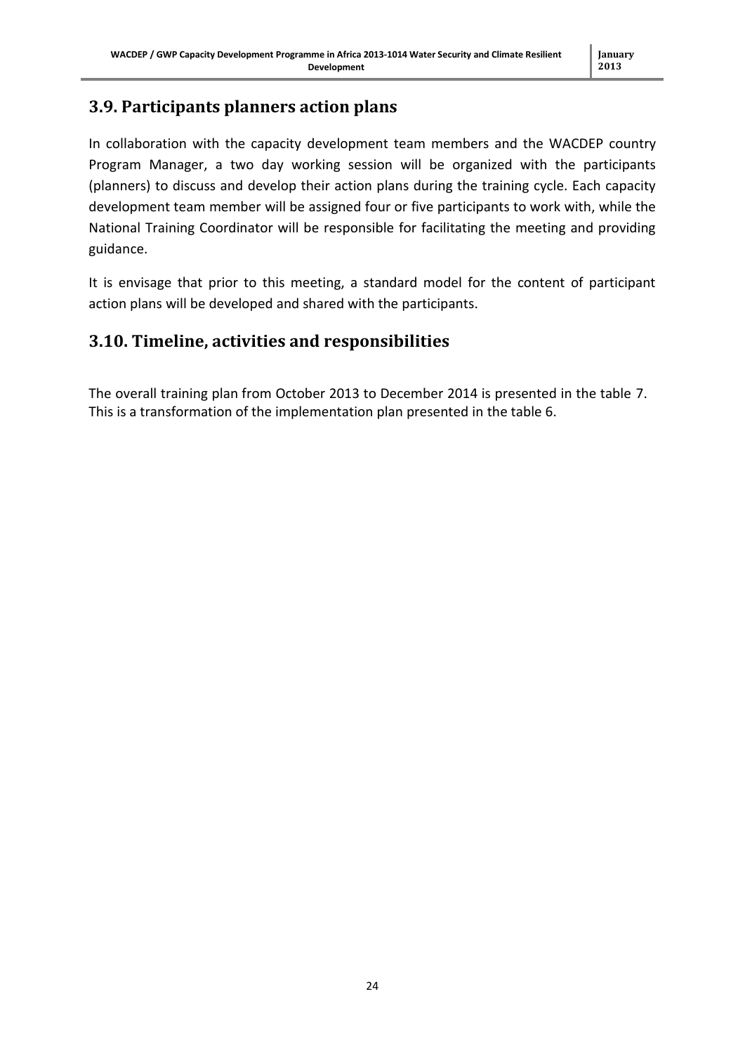## 3.9. Participants planners action plans

In collaboration with the capacity development team members and the WACDEP country Program Manager, a two day working session will be organized with the participants (planners) to discuss and develop their action plans during the training cycle. Each capacity development team member will be assigned four or five participants to work with, while the National Training Coordinator will be responsible for facilitating the meeting and providing guidance.

It is envisage that prior to this meeting, a standard model for the content of participant action plans will be developed and shared with the participants.

## 3.10. Timeline, activities and responsibilities

The overall training plan from October 2013 to December 2014 is presented in the table 7. This is a transformation of the implementation plan presented in the table 6.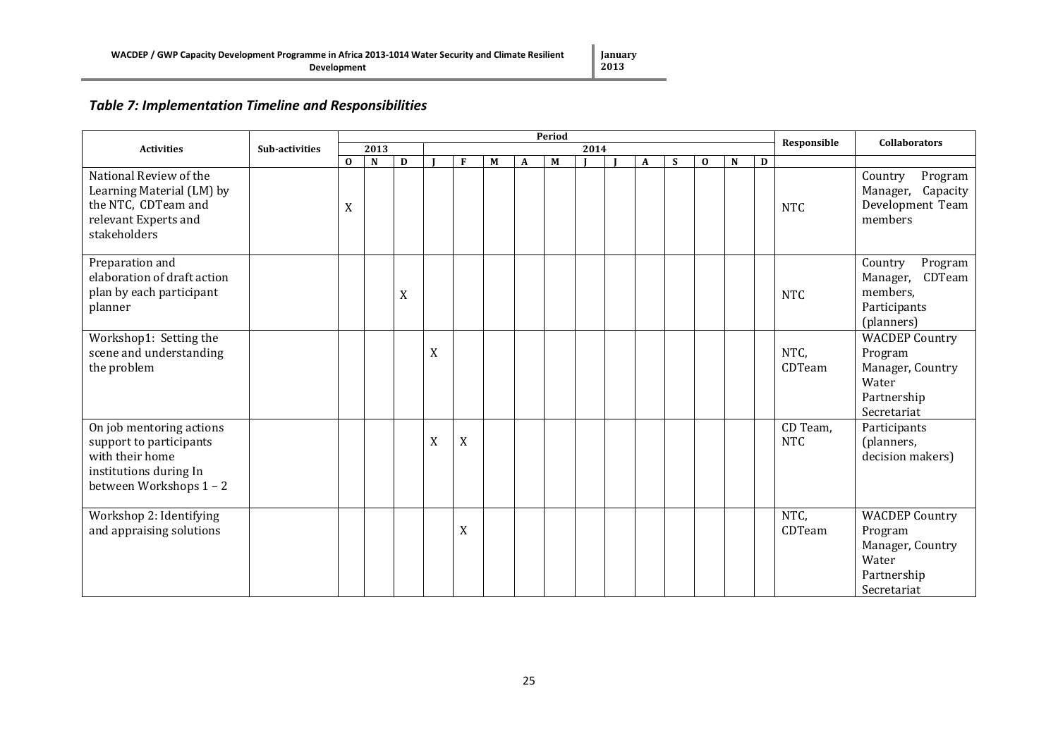### *Table 7: Implementation Timeline and Responsibilities*

| Activities | Sub-activities | Period | | | | | | | | | | | | | | | Responsible | Collaborators |
|---|---|---|---|---|---|---|---|---|---|---|---|---|---|---|---|---|---|---|
| | | 2013 | | | 2014 | | | | | | | | | | | | | |
| | | O | N | D | J | F | M | A | M | J | J | A | S | O | N | D | | |
| National Review of the Learning Material (LM) by the NTC, CDTeam and relevant Experts and stakeholders | | X | | | | | | | | | | | | | | | NTC | Country Program Manager, Capacity Development Team members |
| Preparation and elaboration of draft action plan by each participant planner | | | | X | | | | | | | | | | | | | NTC | Country Program Manager, CDTeam members, Participants (planners) |
| Workshop1: Setting the scene and understanding the problem | | | | | X | | | | | | | | | | | | NTC, CDTeam | WACDEP Country Program Manager, Country Water Partnership Secretariat |
| On job mentoring actions support to participants with their home institutions during In between Workshops 1 – 2 | | | | | X | X | | | | | | | | | | | CD Team, NTC | Participants (planners, decision makers) |
| Workshop 2: Identifying and appraising solutions | | | | | | X | | | | | | | | | | | NTC, CDTeam | WACDEP Country Program Manager, Country Water Partnership Secretariat |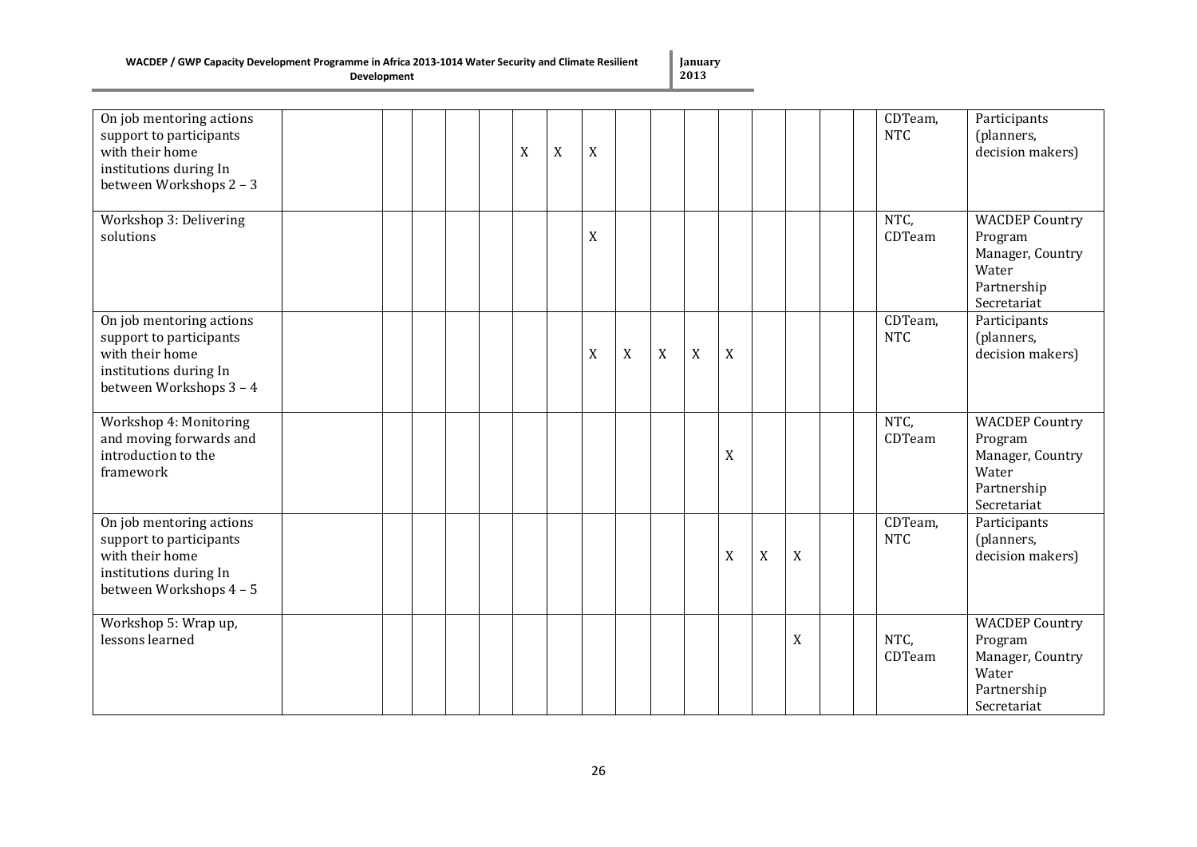| | | | | | | | | | | | | | | | | | | |
|---|---|---|---|---|---|---|---|---|---|---|---|---|---|---|---|---|---|---|
| On job mentoring actions support to participants with their home institutions during In between Workshops 2 – 3 | | | | | | X | X | X | | | | | | | | | CDTeam, NTC | Participants (planners, decision makers) |
| Workshop 3: Delivering solutions | | | | | | | | X | | | | | | | | | NTC, CDTeam | WACDEP Country Program Manager, Country Water Partnership Secretariat |
| On job mentoring actions support to participants with their home institutions during In between Workshops 3 – 4 | | | | | | | | X | X | X | X | X | | | | | CDTeam, NTC | Participants (planners, decision makers) |
| Workshop 4: Monitoring and moving forwards and introduction to the framework | | | | | | | | | | | | X | | | | | NTC, CDTeam | WACDEP Country Program Manager, Country Water Partnership Secretariat |
| On job mentoring actions support to participants with their home institutions during In between Workshops 4 – 5 | | | | | | | | | | | | X | X | X | | | CDTeam, NTC | Participants (planners, decision makers) |
| Workshop 5: Wrap up, lessons learned | | | | | | | | | | | | | | X | | | NTC, CDTeam | WACDEP Country Program Manager, Country Water Partnership Secretariat |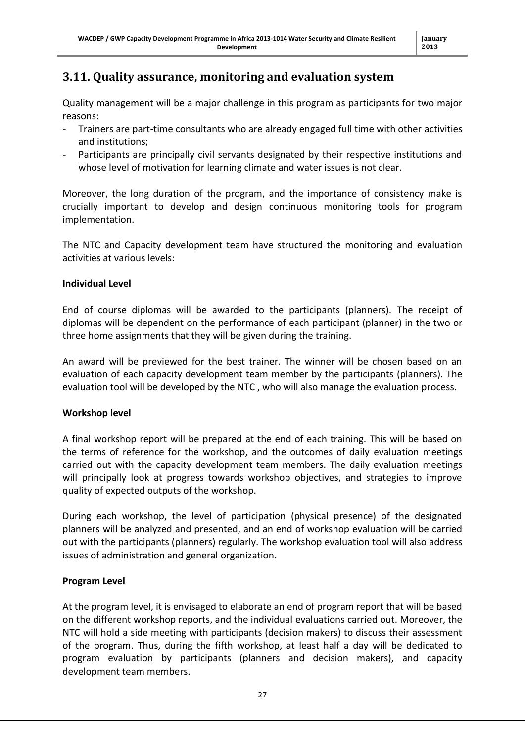## 3.11. Quality assurance, monitoring and evaluation system

Quality management will be a major challenge in this program as participants for two major reasons:

- Trainers are part-time consultants who are already engaged full time with other activities and institutions;
- Participants are principally civil servants designated by their respective institutions and whose level of motivation for learning climate and water issues is not clear.

Moreover, the long duration of the program, and the importance of consistency make is crucially important to develop and design continuous monitoring tools for program implementation.

The NTC and Capacity development team have structured the monitoring and evaluation activities at various levels:

**Individual Level**

End of course diplomas will be awarded to the participants (planners). The receipt of diplomas will be dependent on the performance of each participant (planner) in the two or three home assignments that they will be given during the training.

An award will be previewed for the best trainer. The winner will be chosen based on an evaluation of each capacity development team member by the participants (planners). The evaluation tool will be developed by the NTC , who will also manage the evaluation process.

**Workshop level**

A final workshop report will be prepared at the end of each training. This will be based on the terms of reference for the workshop, and the outcomes of daily evaluation meetings carried out with the capacity development team members. The daily evaluation meetings will principally look at progress towards workshop objectives, and strategies to improve quality of expected outputs of the workshop.

During each workshop, the level of participation (physical presence) of the designated planners will be analyzed and presented, and an end of workshop evaluation will be carried out with the participants (planners) regularly. The workshop evaluation tool will also address issues of administration and general organization.

**Program Level**

At the program level, it is envisaged to elaborate an end of program report that will be based on the different workshop reports, and the individual evaluations carried out. Moreover, the NTC will hold a side meeting with participants (decision makers) to discuss their assessment of the program. Thus, during the fifth workshop, at least half a day will be dedicated to program evaluation by participants (planners and decision makers), and capacity development team members.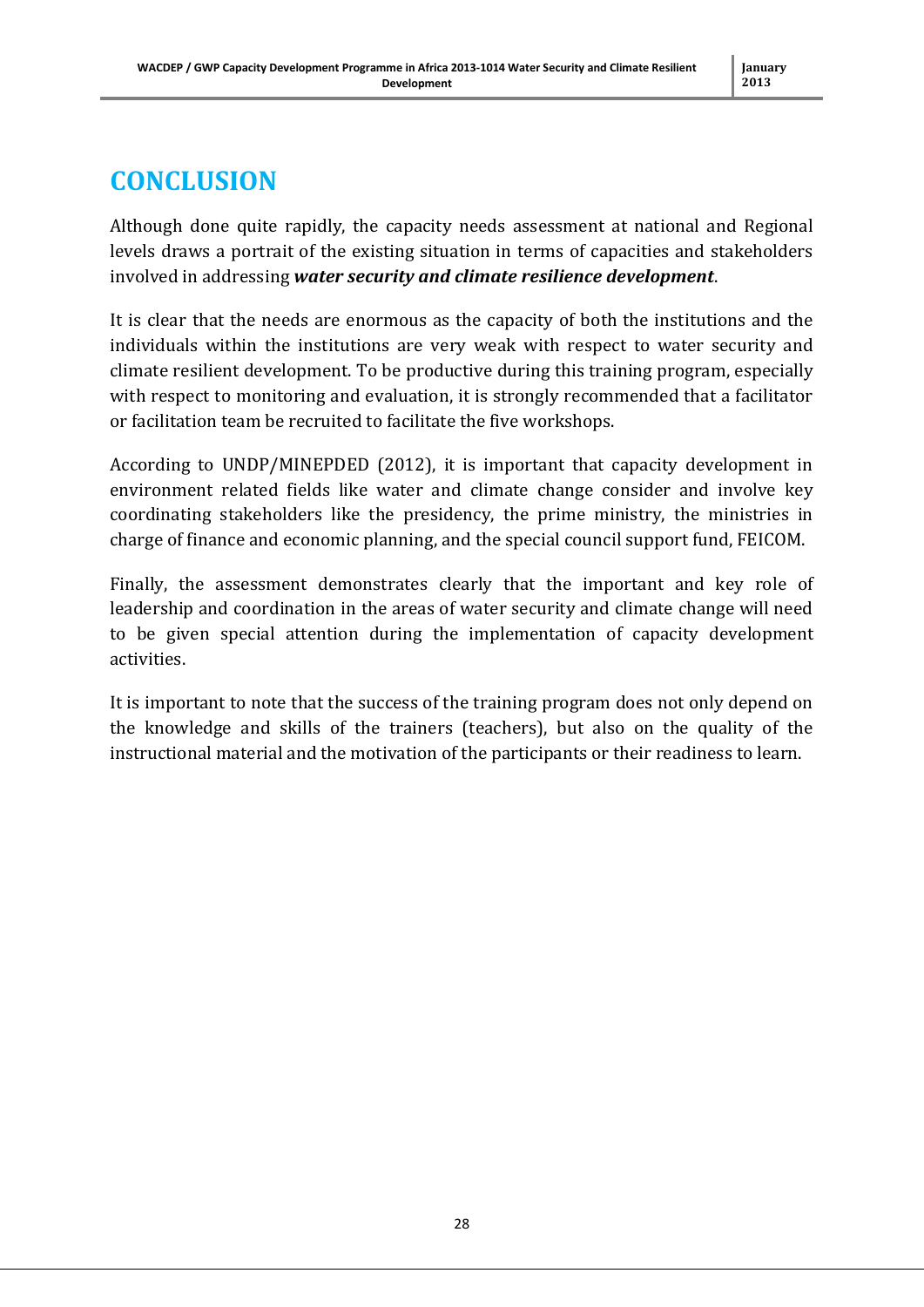# CONCLUSION

Although done quite rapidly, the capacity needs assessment at national and Regional levels draws a portrait of the existing situation in terms of capacities and stakeholders involved in addressing ***water security and climate resilience development***.

It is clear that the needs are enormous as the capacity of both the institutions and the individuals within the institutions are very weak with respect to water security and climate resilient development. To be productive during this training program, especially with respect to monitoring and evaluation, it is strongly recommended that a facilitator or facilitation team be recruited to facilitate the five workshops.

According to UNDP/MINEPDED (2012), it is important that capacity development in environment related fields like water and climate change consider and involve key coordinating stakeholders like the presidency, the prime ministry, the ministries in charge of finance and economic planning, and the special council support fund, FEICOM.

Finally, the assessment demonstrates clearly that the important and key role of leadership and coordination in the areas of water security and climate change will need to be given special attention during the implementation of capacity development activities.

It is important to note that the success of the training program does not only depend on the knowledge and skills of the trainers (teachers), but also on the quality of the instructional material and the motivation of the participants or their readiness to learn.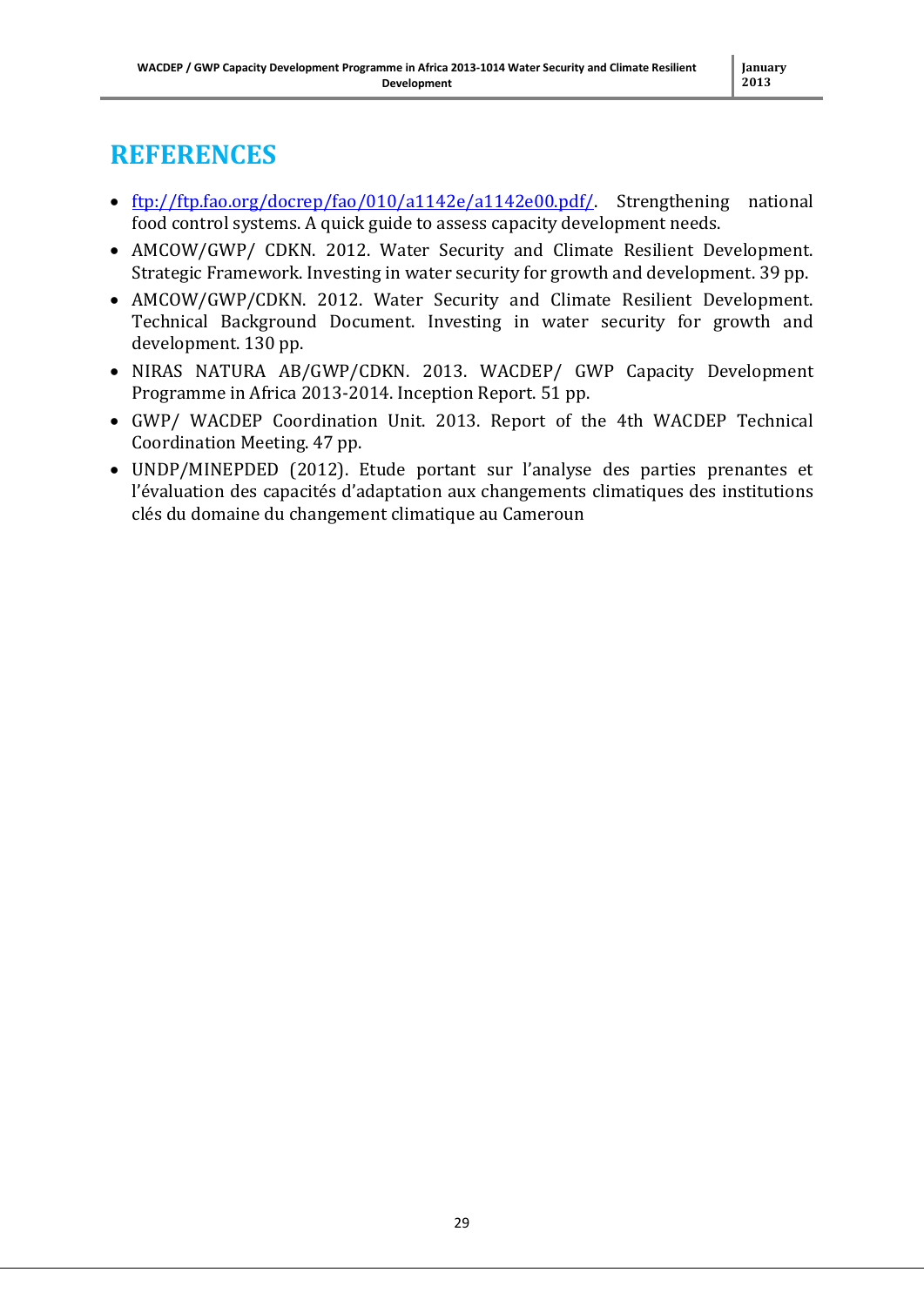# REFERENCES

- [ftp://ftp.fao.org/docrep/fao/010/a1142e/a1142e00.pdf/](ftp://ftp.fao.org/docrep/fao/010/a1142e/a1142e00.pdf/). Strengthening national food control systems. A quick guide to assess capacity development needs.
- AMCOW/GWP/ CDKN. 2012. Water Security and Climate Resilient Development. Strategic Framework. Investing in water security for growth and development. 39 pp.
- AMCOW/GWP/CDKN. 2012. Water Security and Climate Resilient Development. Technical Background Document. Investing in water security for growth and development. 130 pp.
- NIRAS NATURA AB/GWP/CDKN. 2013. WACDEP/ GWP Capacity Development Programme in Africa 2013-2014. Inception Report. 51 pp.
- GWP/ WACDEP Coordination Unit. 2013. Report of the 4th WACDEP Technical Coordination Meeting. 47 pp.
- UNDP/MINEPDED (2012). Etude portant sur l'analyse des parties prenantes et l'évaluation des capacités d'adaptation aux changements climatiques des institutions clés du domaine du changement climatique au Cameroun